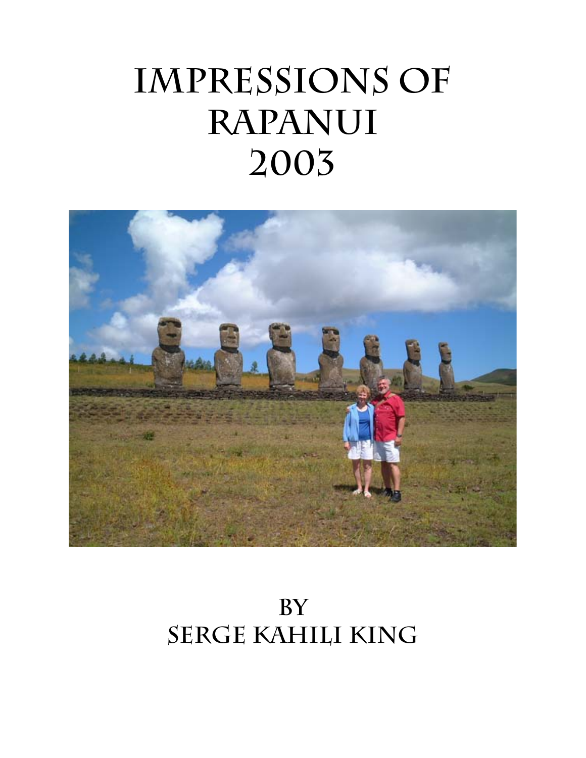# Impressions of Rapanui 2003

By

Serge Kahili King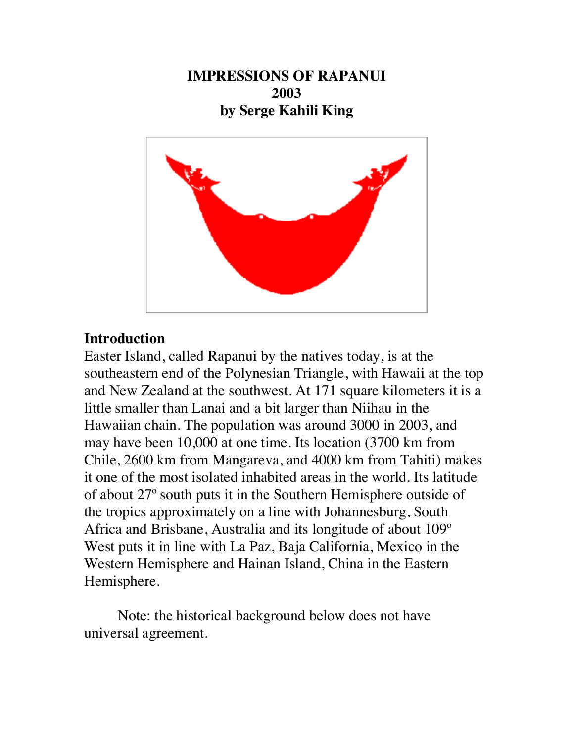# IMPRESSIONS OF RAPANUI
## 2003
### by Serge Kahili King

## Introduction

Easter Island, called Rapanui by the natives today, is at the southeastern end of the Polynesian Triangle, with Hawaii at the top and New Zealand at the southwest. At 171 square kilometers it is a little smaller than Lanai and a bit larger than Niihau in the Hawaiian chain. The population was around 3000 in 2003, and may have been 10,000 at one time. Its location (3700 km from Chile, 2600 km from Mangareva, and 4000 km from Tahiti) makes it one of the most isolated inhabited areas in the world. Its latitude of about 27º south puts it in the Southern Hemisphere outside of the tropics approximately on a line with Johannesburg, South Africa and Brisbane, Australia and its longitude of about 109º West puts it in line with La Paz, Baja California, Mexico in the Western Hemisphere and Hainan Island, China in the Eastern Hemisphere.

Note: the historical background below does not have universal agreement.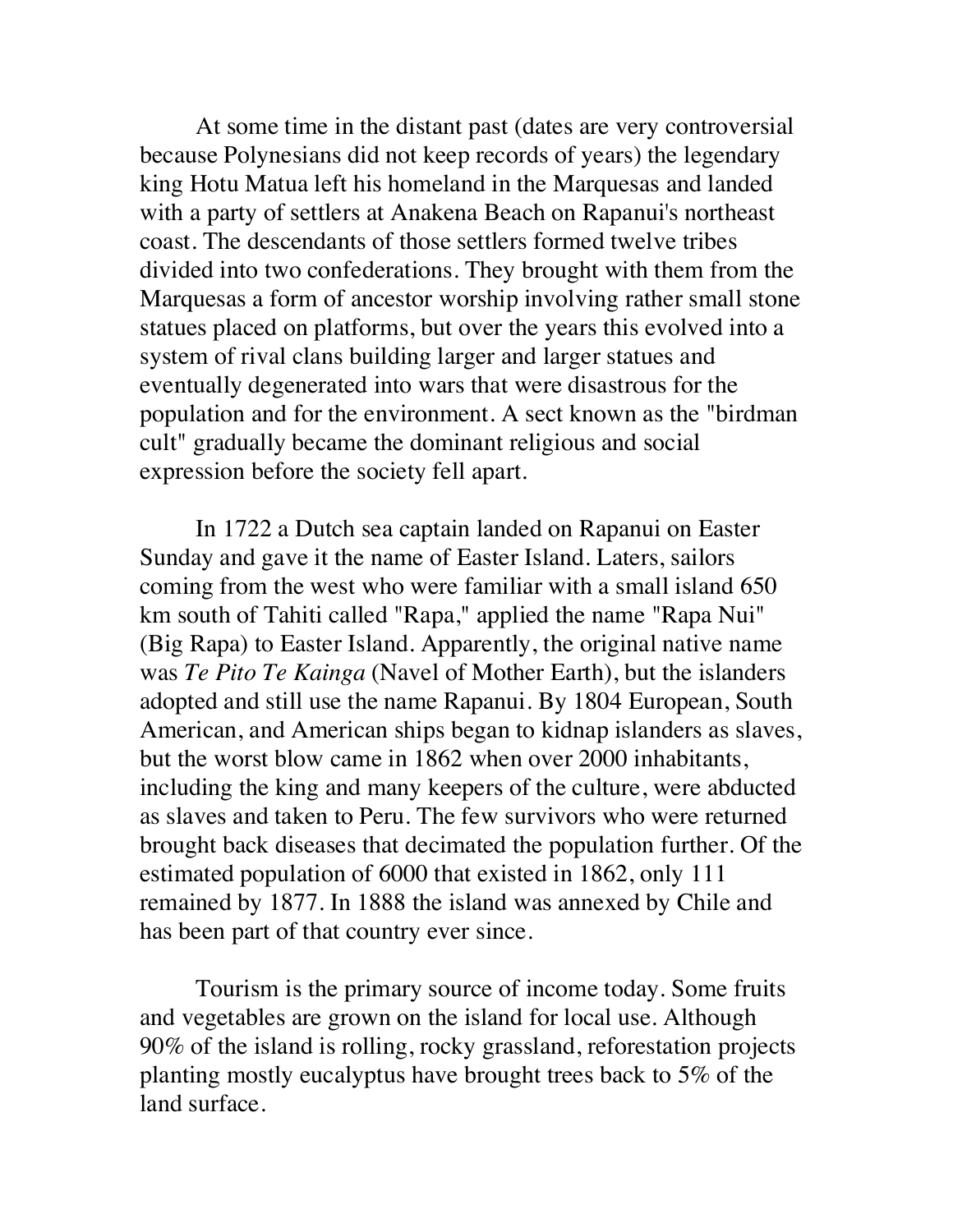At some time in the distant past (dates are very controversial because Polynesians did not keep records of years) the legendary king Hotu Matua left his homeland in the Marquesas and landed with a party of settlers at Anakena Beach on Rapanui's northeast coast. The descendants of those settlers formed twelve tribes divided into two confederations. They brought with them from the Marquesas a form of ancestor worship involving rather small stone statues placed on platforms, but over the years this evolved into a system of rival clans building larger and larger statues and eventually degenerated into wars that were disastrous for the population and for the environment. A sect known as the "birdman cult" gradually became the dominant religious and social expression before the society fell apart.

In 1722 a Dutch sea captain landed on Rapanui on Easter Sunday and gave it the name of Easter Island. Laters, sailors coming from the west who were familiar with a small island 650 km south of Tahiti called "Rapa," applied the name "Rapa Nui" (Big Rapa) to Easter Island. Apparently, the original native name was *Te Pito Te Kainga* (Navel of Mother Earth), but the islanders adopted and still use the name Rapanui. By 1804 European, South American, and American ships began to kidnap islanders as slaves, but the worst blow came in 1862 when over 2000 inhabitants, including the king and many keepers of the culture, were abducted as slaves and taken to Peru. The few survivors who were returned brought back diseases that decimated the population further. Of the estimated population of 6000 that existed in 1862, only 111 remained by 1877. In 1888 the island was annexed by Chile and has been part of that country ever since.

Tourism is the primary source of income today. Some fruits and vegetables are grown on the island for local use. Although 90% of the island is rolling, rocky grassland, reforestation projects planting mostly eucalyptus have brought trees back to 5% of the land surface.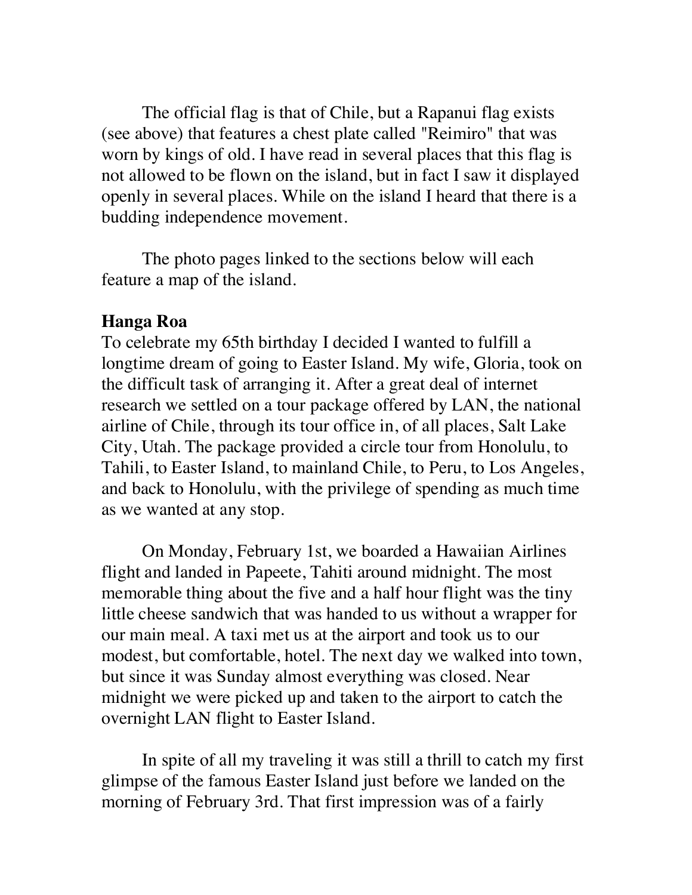The official flag is that of Chile, but a Rapanui flag exists (see above) that features a chest plate called "Reimiro" that was worn by kings of old. I have read in several places that this flag is not allowed to be flown on the island, but in fact I saw it displayed openly in several places. While on the island I heard that there is a budding independence movement.

The photo pages linked to the sections below will each feature a map of the island.

**Hanga Roa**

To celebrate my 65th birthday I decided I wanted to fulfill a longtime dream of going to Easter Island. My wife, Gloria, took on the difficult task of arranging it. After a great deal of internet research we settled on a tour package offered by LAN, the national airline of Chile, through its tour office in, of all places, Salt Lake City, Utah. The package provided a circle tour from Honolulu, to Tahili, to Easter Island, to mainland Chile, to Peru, to Los Angeles, and back to Honolulu, with the privilege of spending as much time as we wanted at any stop.

On Monday, February 1st, we boarded a Hawaiian Airlines flight and landed in Papeete, Tahiti around midnight. The most memorable thing about the five and a half hour flight was the tiny little cheese sandwich that was handed to us without a wrapper for our main meal. A taxi met us at the airport and took us to our modest, but comfortable, hotel. The next day we walked into town, but since it was Sunday almost everything was closed. Near midnight we were picked up and taken to the airport to catch the overnight LAN flight to Easter Island.

In spite of all my traveling it was still a thrill to catch my first glimpse of the famous Easter Island just before we landed on the morning of February 3rd. That first impression was of a fairly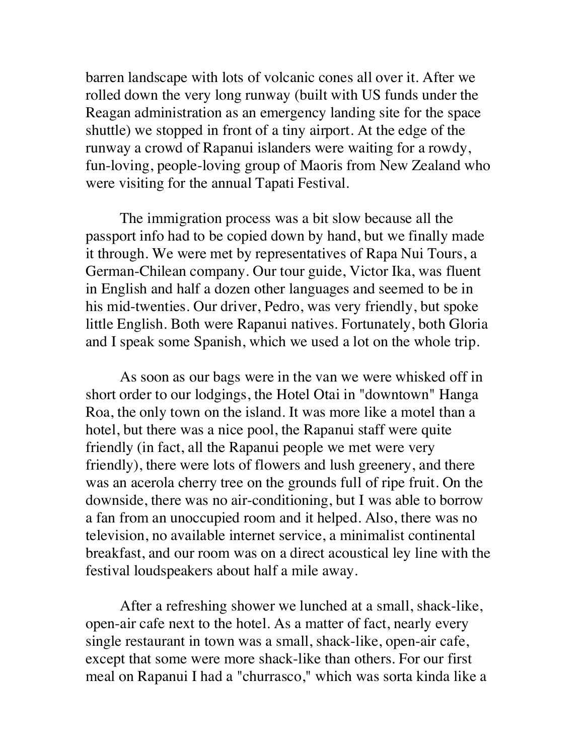barren landscape with lots of volcanic cones all over it. After we rolled down the very long runway (built with US funds under the Reagan administration as an emergency landing site for the space shuttle) we stopped in front of a tiny airport. At the edge of the runway a crowd of Rapanui islanders were waiting for a rowdy, fun-loving, people-loving group of Maoris from New Zealand who were visiting for the annual Tapati Festival.

The immigration process was a bit slow because all the passport info had to be copied down by hand, but we finally made it through. We were met by representatives of Rapa Nui Tours, a German-Chilean company. Our tour guide, Victor Ika, was fluent in English and half a dozen other languages and seemed to be in his mid-twenties. Our driver, Pedro, was very friendly, but spoke little English. Both were Rapanui natives. Fortunately, both Gloria and I speak some Spanish, which we used a lot on the whole trip.

As soon as our bags were in the van we were whisked off in short order to our lodgings, the Hotel Otai in "downtown" Hanga Roa, the only town on the island. It was more like a motel than a hotel, but there was a nice pool, the Rapanui staff were quite friendly (in fact, all the Rapanui people we met were very friendly), there were lots of flowers and lush greenery, and there was an acerola cherry tree on the grounds full of ripe fruit. On the downside, there was no air-conditioning, but I was able to borrow a fan from an unoccupied room and it helped. Also, there was no television, no available internet service, a minimalist continental breakfast, and our room was on a direct acoustical ley line with the festival loudspeakers about half a mile away.

After a refreshing shower we lunched at a small, shack-like, open-air cafe next to the hotel. As a matter of fact, nearly every single restaurant in town was a small, shack-like, open-air cafe, except that some were more shack-like than others. For our first meal on Rapanui I had a "churrasco," which was sorta kinda like a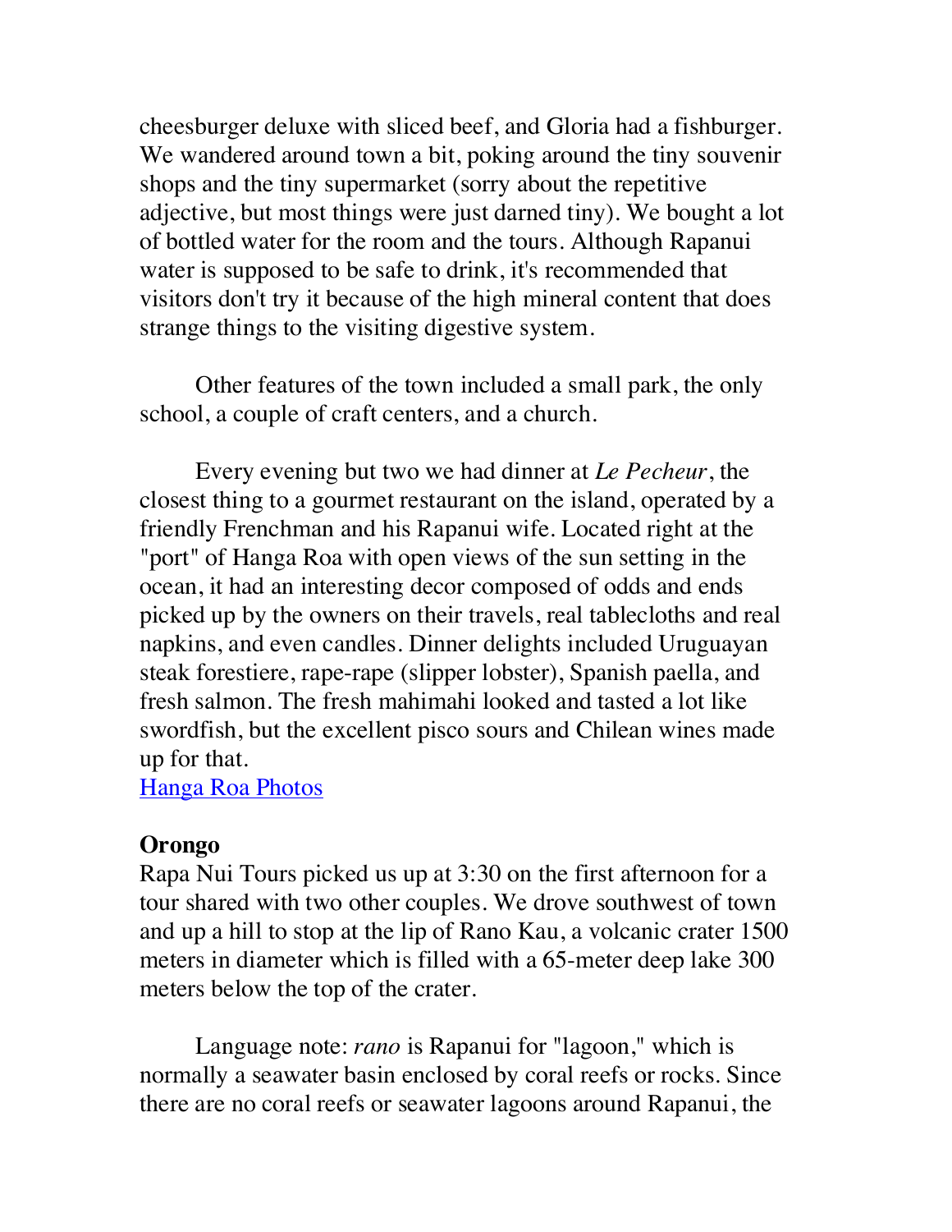cheesburger deluxe with sliced beef, and Gloria had a fishburger. We wandered around town a bit, poking around the tiny souvenir shops and the tiny supermarket (sorry about the repetitive adjective, but most things were just darned tiny). We bought a lot of bottled water for the room and the tours. Although Rapanui water is supposed to be safe to drink, it's recommended that visitors don't try it because of the high mineral content that does strange things to the visiting digestive system.

Other features of the town included a small park, the only school, a couple of craft centers, and a church.

Every evening but two we had dinner at *Le Pecheur*, the closest thing to a gourmet restaurant on the island, operated by a friendly Frenchman and his Rapanui wife. Located right at the "port" of Hanga Roa with open views of the sun setting in the ocean, it had an interesting decor composed of odds and ends picked up by the owners on their travels, real tablecloths and real napkins, and even candles. Dinner delights included Uruguayan steak forestiere, rape-rape (slipper lobster), Spanish paella, and fresh salmon. The fresh mahimahi looked and tasted a lot like swordfish, but the excellent pisco sours and Chilean wines made up for that.
[Hanga Roa Photos]

### Orongo

Rapa Nui Tours picked us up at 3:30 on the first afternoon for a tour shared with two other couples. We drove southwest of town and up a hill to stop at the lip of Rano Kau, a volcanic crater 1500 meters in diameter which is filled with a 65-meter deep lake 300 meters below the top of the crater.

Language note: *rano* is Rapanui for "lagoon," which is normally a seawater basin enclosed by coral reefs or rocks. Since there are no coral reefs or seawater lagoons around Rapanui, the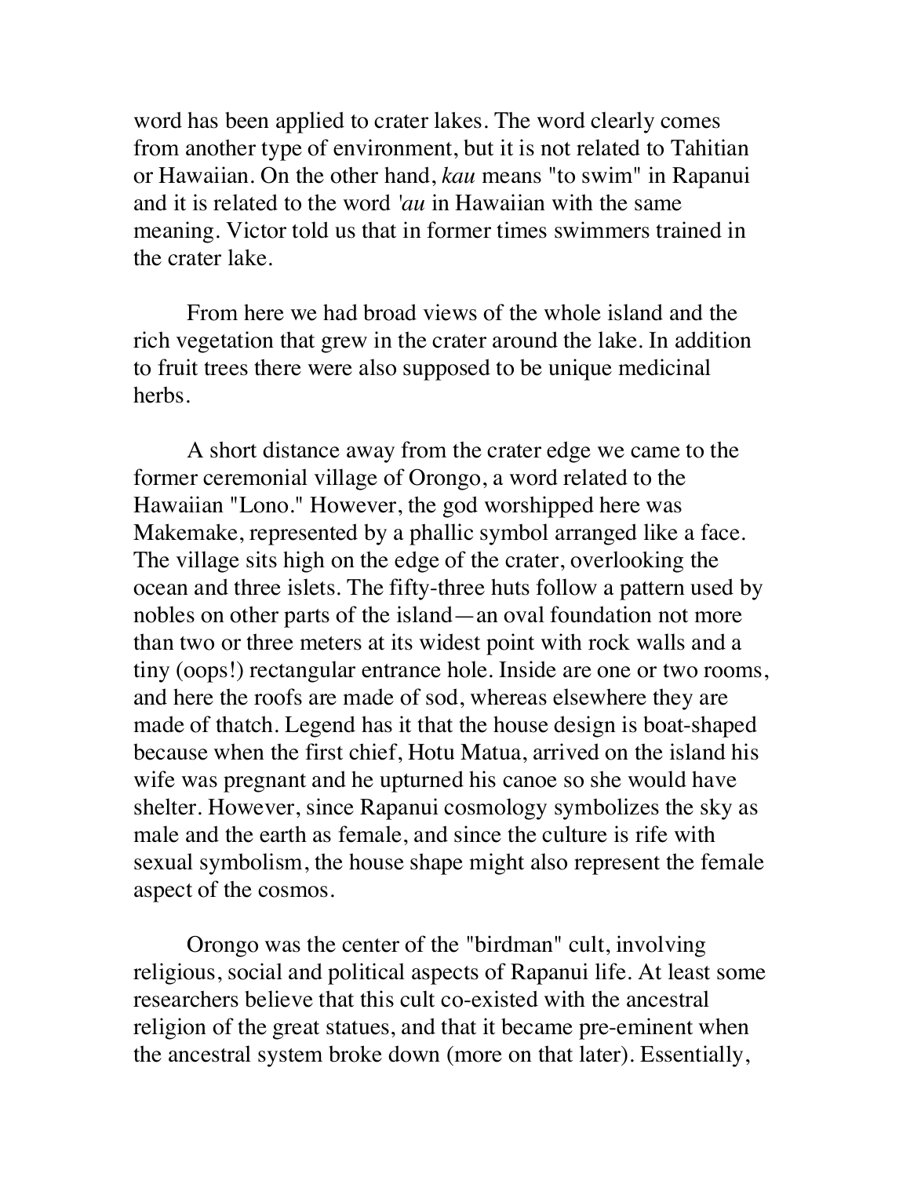word has been applied to crater lakes. The word clearly comes from another type of environment, but it is not related to Tahitian or Hawaiian. On the other hand, *kau* means "to swim" in Rapanui and it is related to the word *'au* in Hawaiian with the same meaning. Victor told us that in former times swimmers trained in the crater lake.

From here we had broad views of the whole island and the rich vegetation that grew in the crater around the lake. In addition to fruit trees there were also supposed to be unique medicinal herbs.

A short distance away from the crater edge we came to the former ceremonial village of Orongo, a word related to the Hawaiian "Lono." However, the god worshipped here was Makemake, represented by a phallic symbol arranged like a face. The village sits high on the edge of the crater, overlooking the ocean and three islets. The fifty-three huts follow a pattern used by nobles on other parts of the island—an oval foundation not more than two or three meters at its widest point with rock walls and a tiny (oops!) rectangular entrance hole. Inside are one or two rooms, and here the roofs are made of sod, whereas elsewhere they are made of thatch. Legend has it that the house design is boat-shaped because when the first chief, Hotu Matua, arrived on the island his wife was pregnant and he upturned his canoe so she would have shelter. However, since Rapanui cosmology symbolizes the sky as male and the earth as female, and since the culture is rife with sexual symbolism, the house shape might also represent the female aspect of the cosmos.

Orongo was the center of the "birdman" cult, involving religious, social and political aspects of Rapanui life. At least some researchers believe that this cult co-existed with the ancestral religion of the great statues, and that it became pre-eminent when the ancestral system broke down (more on that later). Essentially,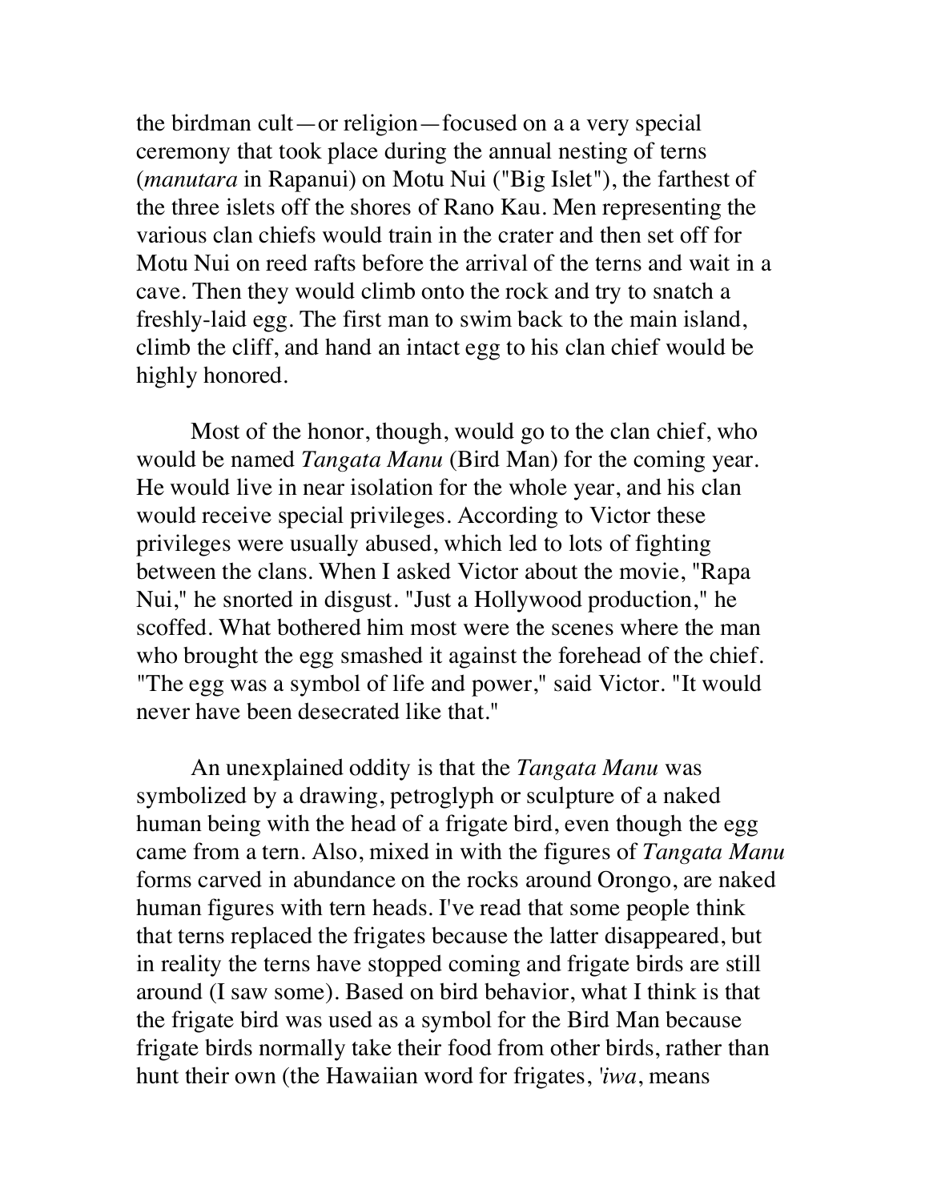the birdman cult—or religion—focused on a a very special ceremony that took place during the annual nesting of terns (*manutara* in Rapanui) on Motu Nui ("Big Islet"), the farthest of the three islets off the shores of Rano Kau. Men representing the various clan chiefs would train in the crater and then set off for Motu Nui on reed rafts before the arrival of the terns and wait in a cave. Then they would climb onto the rock and try to snatch a freshly-laid egg. The first man to swim back to the main island, climb the cliff, and hand an intact egg to his clan chief would be highly honored.

Most of the honor, though, would go to the clan chief, who would be named *Tangata Manu* (Bird Man) for the coming year. He would live in near isolation for the whole year, and his clan would receive special privileges. According to Victor these privileges were usually abused, which led to lots of fighting between the clans. When I asked Victor about the movie, "Rapa Nui," he snorted in disgust. "Just a Hollywood production," he scoffed. What bothered him most were the scenes where the man who brought the egg smashed it against the forehead of the chief. "The egg was a symbol of life and power," said Victor. "It would never have been desecrated like that."

An unexplained oddity is that the *Tangata Manu* was symbolized by a drawing, petroglyph or sculpture of a naked human being with the head of a frigate bird, even though the egg came from a tern. Also, mixed in with the figures of *Tangata Manu* forms carved in abundance on the rocks around Orongo, are naked human figures with tern heads. I've read that some people think that terns replaced the frigates because the latter disappeared, but in reality the terns have stopped coming and frigate birds are still around (I saw some). Based on bird behavior, what I think is that the frigate bird was used as a symbol for the Bird Man because frigate birds normally take their food from other birds, rather than hunt their own (the Hawaiian word for frigates, *'iwa*, means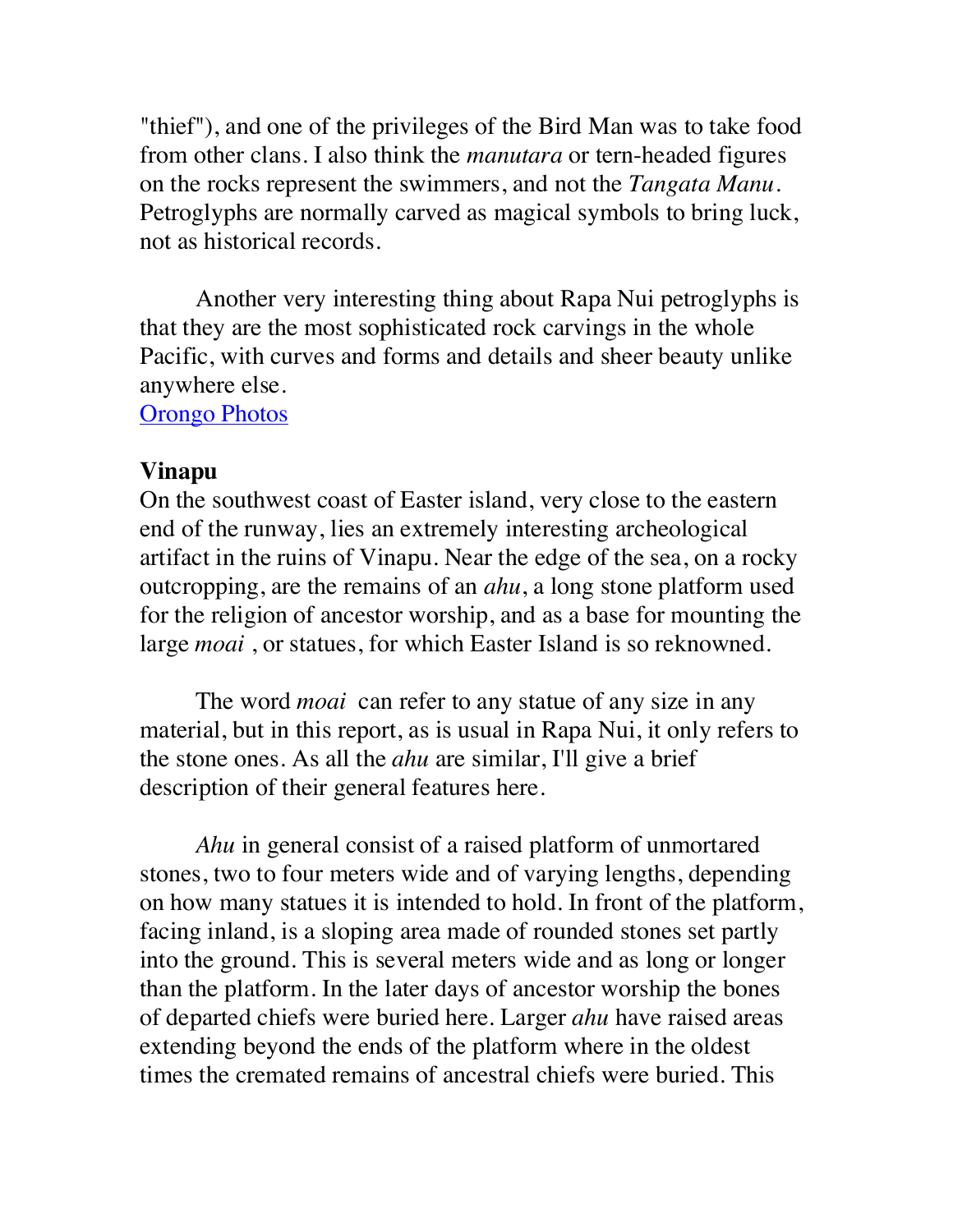"thief"), and one of the privileges of the Bird Man was to take food from other clans. I also think the *manutara* or tern-headed figures on the rocks represent the swimmers, and not the *Tangata Manu*. Petroglyphs are normally carved as magical symbols to bring luck, not as historical records.

Another very interesting thing about Rapa Nui petroglyphs is that they are the most sophisticated rock carvings in the whole Pacific, with curves and forms and details and sheer beauty unlike anywhere else.
Orongo Photos

**Vinapu**

On the southwest coast of Easter island, very close to the eastern end of the runway, lies an extremely interesting archeological artifact in the ruins of Vinapu. Near the edge of the sea, on a rocky outcropping, are the remains of an *ahu*, a long stone platform used for the religion of ancestor worship, and as a base for mounting the large *moai* , or statues, for which Easter Island is so reknowned.

The word *moai* can refer to any statue of any size in any material, but in this report, as is usual in Rapa Nui, it only refers to the stone ones. As all the *ahu* are similar, I'll give a brief description of their general features here.

*Ahu* in general consist of a raised platform of unmortared stones, two to four meters wide and of varying lengths, depending on how many statues it is intended to hold. In front of the platform, facing inland, is a sloping area made of rounded stones set partly into the ground. This is several meters wide and as long or longer than the platform. In the later days of ancestor worship the bones of departed chiefs were buried here. Larger *ahu* have raised areas extending beyond the ends of the platform where in the oldest times the cremated remains of ancestral chiefs were buried. This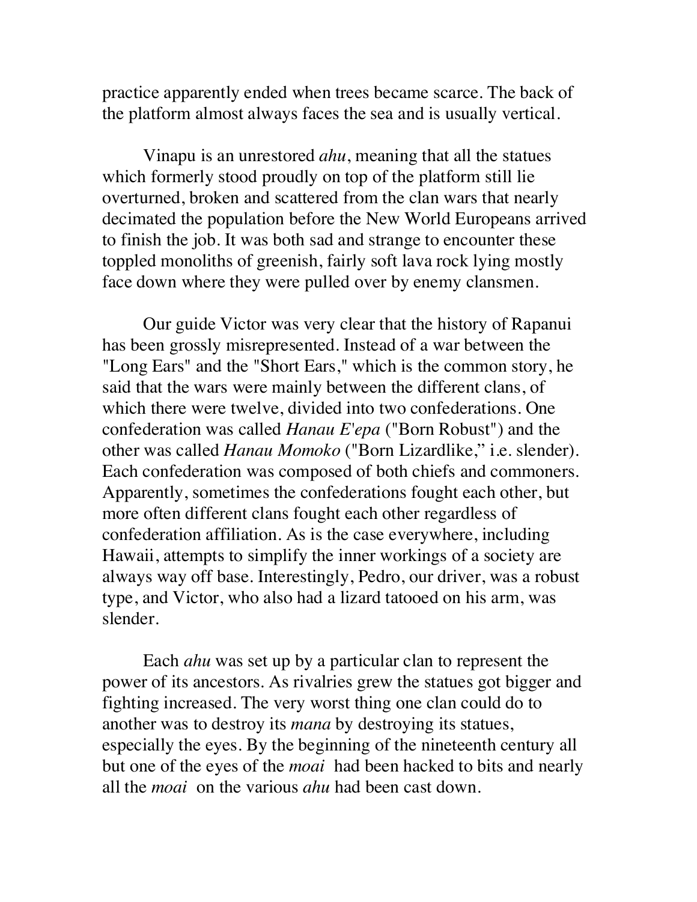practice apparently ended when trees became scarce. The back of the platform almost always faces the sea and is usually vertical.

Vinapu is an unrestored *ahu*, meaning that all the statues which formerly stood proudly on top of the platform still lie overturned, broken and scattered from the clan wars that nearly decimated the population before the New World Europeans arrived to finish the job. It was both sad and strange to encounter these toppled monoliths of greenish, fairly soft lava rock lying mostly face down where they were pulled over by enemy clansmen.

Our guide Victor was very clear that the history of Rapanui has been grossly misrepresented. Instead of a war between the "Long Ears" and the "Short Ears," which is the common story, he said that the wars were mainly between the different clans, of which there were twelve, divided into two confederations. One confederation was called *Hanau E'epa* ("Born Robust") and the other was called *Hanau Momoko* ("Born Lizardlike," i.e. slender). Each confederation was composed of both chiefs and commoners. Apparently, sometimes the confederations fought each other, but more often different clans fought each other regardless of confederation affiliation. As is the case everywhere, including Hawaii, attempts to simplify the inner workings of a society are always way off base. Interestingly, Pedro, our driver, was a robust type, and Victor, who also had a lizard tatooed on his arm, was slender.

Each *ahu* was set up by a particular clan to represent the power of its ancestors. As rivalries grew the statues got bigger and fighting increased. The very worst thing one clan could do to another was to destroy its *mana* by destroying its statues, especially the eyes. By the beginning of the nineteenth century all but one of the eyes of the *moai* had been hacked to bits and nearly all the *moai* on the various *ahu* had been cast down.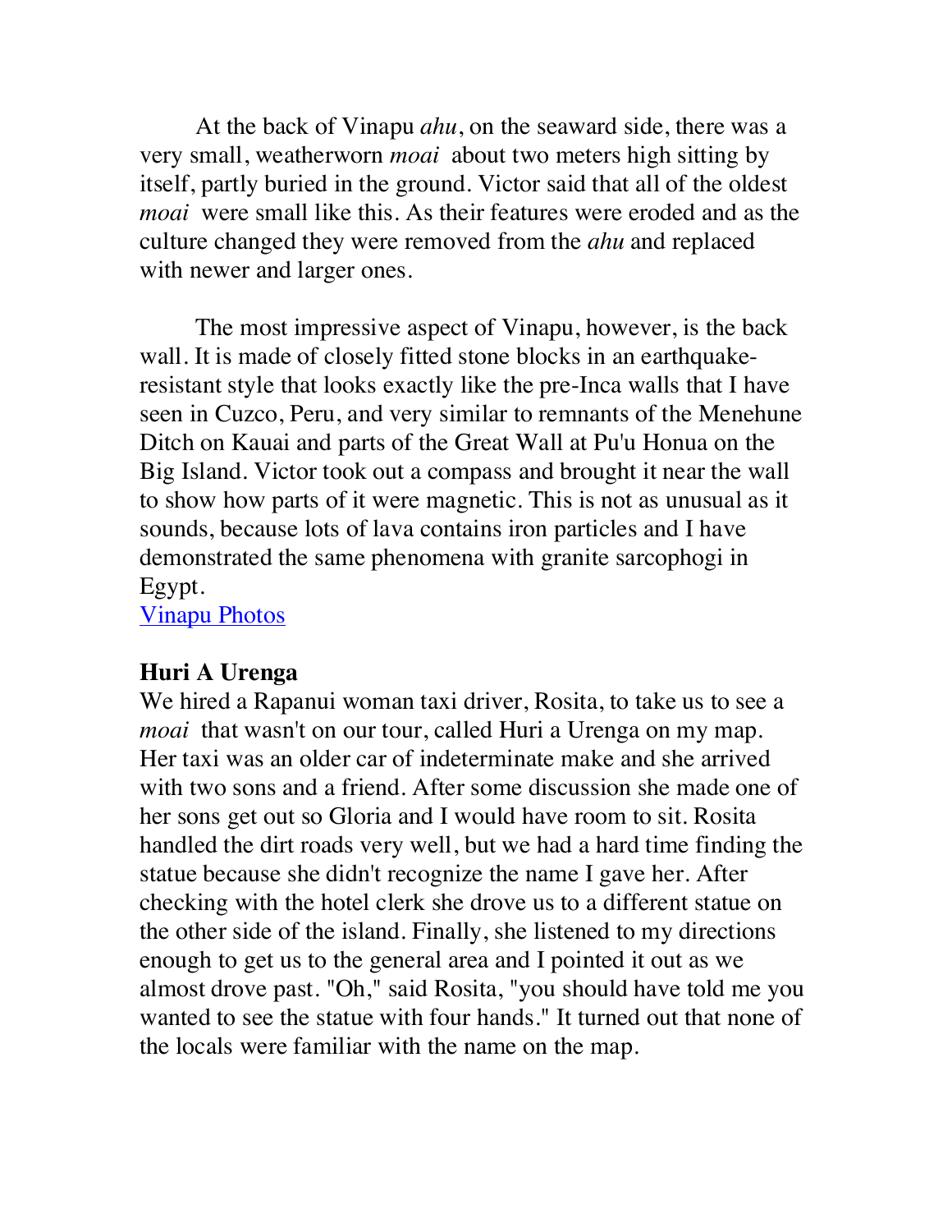At the back of Vinapu *ahu*, on the seaward side, there was a very small, weatherworn *moai* about two meters high sitting by itself, partly buried in the ground. Victor said that all of the oldest *moai* were small like this. As their features were eroded and as the culture changed they were removed from the *ahu* and replaced with newer and larger ones.

The most impressive aspect of Vinapu, however, is the back wall. It is made of closely fitted stone blocks in an earthquake-resistant style that looks exactly like the pre-Inca walls that I have seen in Cuzco, Peru, and very similar to remnants of the Menehune Ditch on Kauai and parts of the Great Wall at Pu'u Honua on the Big Island. Victor took out a compass and brought it near the wall to show how parts of it were magnetic. This is not as unusual as it sounds, because lots of lava contains iron particles and I have demonstrated the same phenomena with granite sarcophogi in Egypt.

Vinapu Photos

**Huri A Urenga**

We hired a Rapanui woman taxi driver, Rosita, to take us to see a *moai* that wasn't on our tour, called Huri a Urenga on my map. Her taxi was an older car of indeterminate make and she arrived with two sons and a friend. After some discussion she made one of her sons get out so Gloria and I would have room to sit. Rosita handled the dirt roads very well, but we had a hard time finding the statue because she didn't recognize the name I gave her. After checking with the hotel clerk she drove us to a different statue on the other side of the island. Finally, she listened to my directions enough to get us to the general area and I pointed it out as we almost drove past. "Oh," said Rosita, "you should have told me you wanted to see the statue with four hands." It turned out that none of the locals were familiar with the name on the map.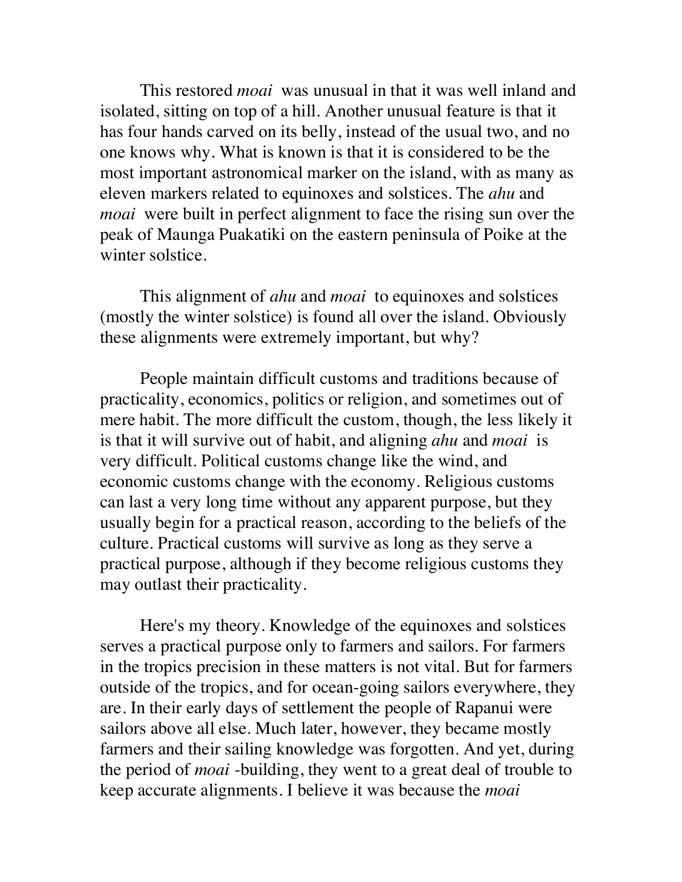This restored *moai* was unusual in that it was well inland and isolated, sitting on top of a hill. Another unusual feature is that it has four hands carved on its belly, instead of the usual two, and no one knows why. What is known is that it is considered to be the most important astronomical marker on the island, with as many as eleven markers related to equinoxes and solstices. The *ahu* and *moai* were built in perfect alignment to face the rising sun over the peak of Maunga Puakatiki on the eastern peninsula of Poike at the winter solstice.

This alignment of *ahu* and *moai* to equinoxes and solstices (mostly the winter solstice) is found all over the island. Obviously these alignments were extremely important, but why?

People maintain difficult customs and traditions because of practicality, economics, politics or religion, and sometimes out of mere habit. The more difficult the custom, though, the less likely it is that it will survive out of habit, and aligning *ahu* and *moai* is very difficult. Political customs change like the wind, and economic customs change with the economy. Religious customs can last a very long time without any apparent purpose, but they usually begin for a practical reason, according to the beliefs of the culture. Practical customs will survive as long as they serve a practical purpose, although if they become religious customs they may outlast their practicality.

Here's my theory. Knowledge of the equinoxes and solstices serves a practical purpose only to farmers and sailors. For farmers in the tropics precision in these matters is not vital. But for farmers outside of the tropics, and for ocean-going sailors everywhere, they are. In their early days of settlement the people of Rapanui were sailors above all else. Much later, however, they became mostly farmers and their sailing knowledge was forgotten. And yet, during the period of *moai* -building, they went to a great deal of trouble to keep accurate alignments. I believe it was because the *moai*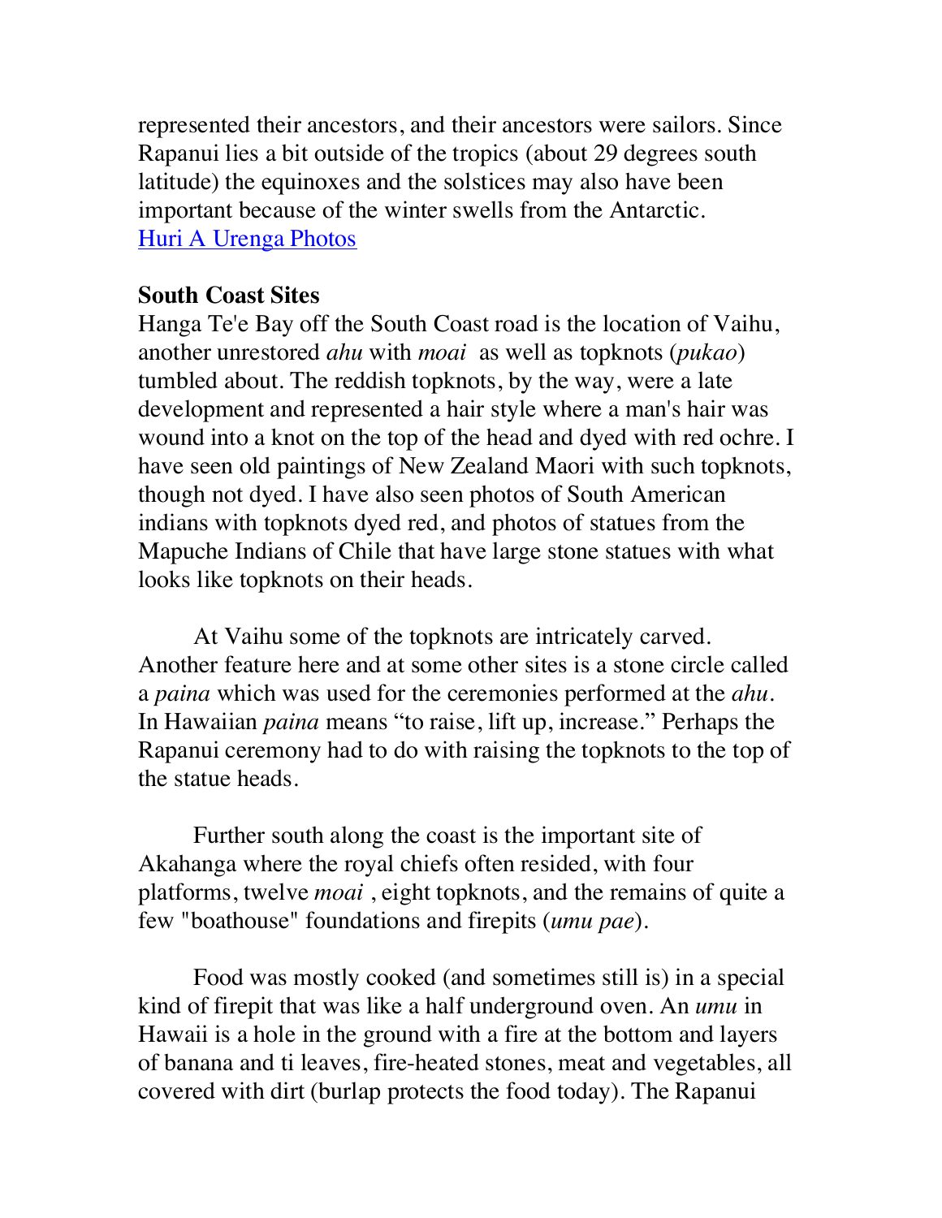represented their ancestors, and their ancestors were sailors. Since Rapanui lies a bit outside of the tropics (about 29 degrees south latitude) the equinoxes and the solstices may also have been important because of the winter swells from the Antarctic.
[Huri A Urenga Photos]

**South Coast Sites**
Hanga Te'e Bay off the South Coast road is the location of Vaihu, another unrestored *ahu* with *moai* as well as topknots (*pukao*) tumbled about. The reddish topknots, by the way, were a late development and represented a hair style where a man's hair was wound into a knot on the top of the head and dyed with red ochre. I have seen old paintings of New Zealand Maori with such topknots, though not dyed. I have also seen photos of South American indians with topknots dyed red, and photos of statues from the Mapuche Indians of Chile that have large stone statues with what looks like topknots on their heads.

At Vaihu some of the topknots are intricately carved. Another feature here and at some other sites is a stone circle called a *paina* which was used for the ceremonies performed at the *ahu*. In Hawaiian *paina* means “to raise, lift up, increase.” Perhaps the Rapanui ceremony had to do with raising the topknots to the top of the statue heads.

Further south along the coast is the important site of Akahanga where the royal chiefs often resided, with four platforms, twelve *moai* , eight topknots, and the remains of quite a few "boathouse" foundations and firepits (*umu pae*).

Food was mostly cooked (and sometimes still is) in a special kind of firepit that was like a half underground oven. An *umu* in Hawaii is a hole in the ground with a fire at the bottom and layers of banana and ti leaves, fire-heated stones, meat and vegetables, all covered with dirt (burlap protects the food today). The Rapanui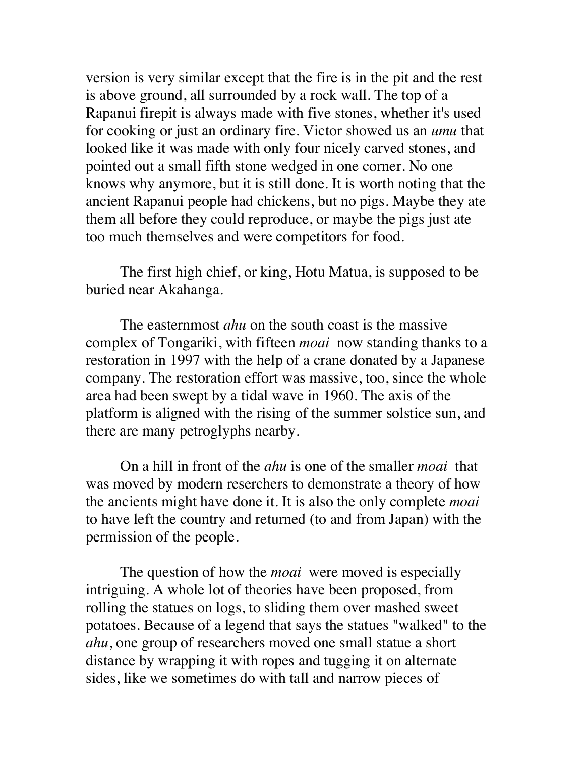version is very similar except that the fire is in the pit and the rest is above ground, all surrounded by a rock wall. The top of a Rapanui firepit is always made with five stones, whether it's used for cooking or just an ordinary fire. Victor showed us an *umu* that looked like it was made with only four nicely carved stones, and pointed out a small fifth stone wedged in one corner. No one knows why anymore, but it is still done. It is worth noting that the ancient Rapanui people had chickens, but no pigs. Maybe they ate them all before they could reproduce, or maybe the pigs just ate too much themselves and were competitors for food.

The first high chief, or king, Hotu Matua, is supposed to be buried near Akahanga.

The easternmost *ahu* on the south coast is the massive complex of Tongariki, with fifteen *moai* now standing thanks to a restoration in 1997 with the help of a crane donated by a Japanese company. The restoration effort was massive, too, since the whole area had been swept by a tidal wave in 1960. The axis of the platform is aligned with the rising of the summer solstice sun, and there are many petroglyphs nearby.

On a hill in front of the *ahu* is one of the smaller *moai* that was moved by modern reserchers to demonstrate a theory of how the ancients might have done it. It is also the only complete *moai* to have left the country and returned (to and from Japan) with the permission of the people.

The question of how the *moai* were moved is especially intriguing. A whole lot of theories have been proposed, from rolling the statues on logs, to sliding them over mashed sweet potatoes. Because of a legend that says the statues "walked" to the *ahu*, one group of researchers moved one small statue a short distance by wrapping it with ropes and tugging it on alternate sides, like we sometimes do with tall and narrow pieces of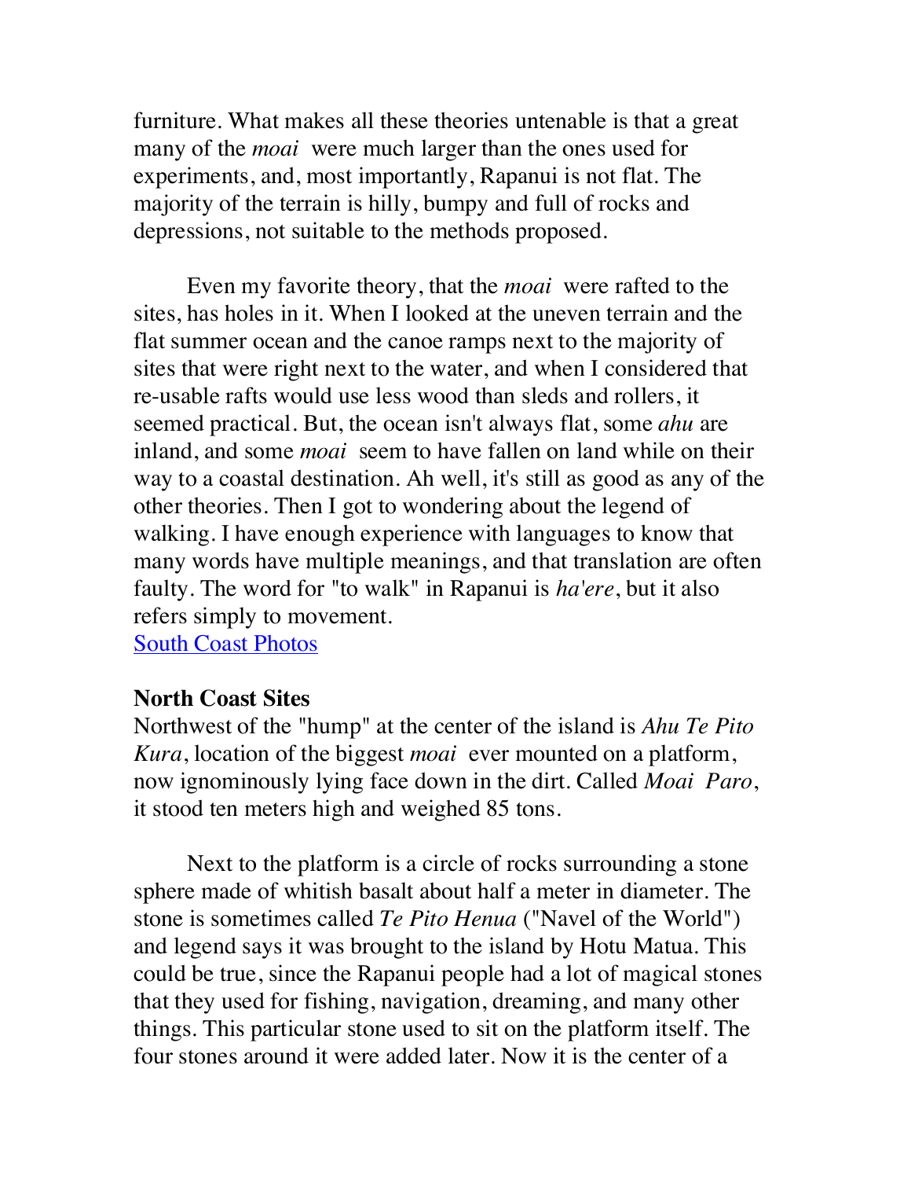furniture. What makes all these theories untenable is that a great many of the *moai* were much larger than the ones used for experiments, and, most importantly, Rapanui is not flat. The majority of the terrain is hilly, bumpy and full of rocks and depressions, not suitable to the methods proposed.

Even my favorite theory, that the *moai* were rafted to the sites, has holes in it. When I looked at the uneven terrain and the flat summer ocean and the canoe ramps next to the majority of sites that were right next to the water, and when I considered that re-usable rafts would use less wood than sleds and rollers, it seemed practical. But, the ocean isn't always flat, some *ahu* are inland, and some *moai* seem to have fallen on land while on their way to a coastal destination. Ah well, it's still as good as any of the other theories. Then I got to wondering about the legend of walking. I have enough experience with languages to know that many words have multiple meanings, and that translation are often faulty. The word for "to walk" in Rapanui is *ha'ere*, but it also refers simply to movement.
[South Coast Photos]

**North Coast Sites**
Northwest of the "hump" at the center of the island is *Ahu Te Pito Kura*, location of the biggest *moai* ever mounted on a platform, now ignominously lying face down in the dirt. Called *Moai Paro*, it stood ten meters high and weighed 85 tons.

Next to the platform is a circle of rocks surrounding a stone sphere made of whitish basalt about half a meter in diameter. The stone is sometimes called *Te Pito Henua* ("Navel of the World") and legend says it was brought to the island by Hotu Matua. This could be true, since the Rapanui people had a lot of magical stones that they used for fishing, navigation, dreaming, and many other things. This particular stone used to sit on the platform itself. The four stones around it were added later. Now it is the center of a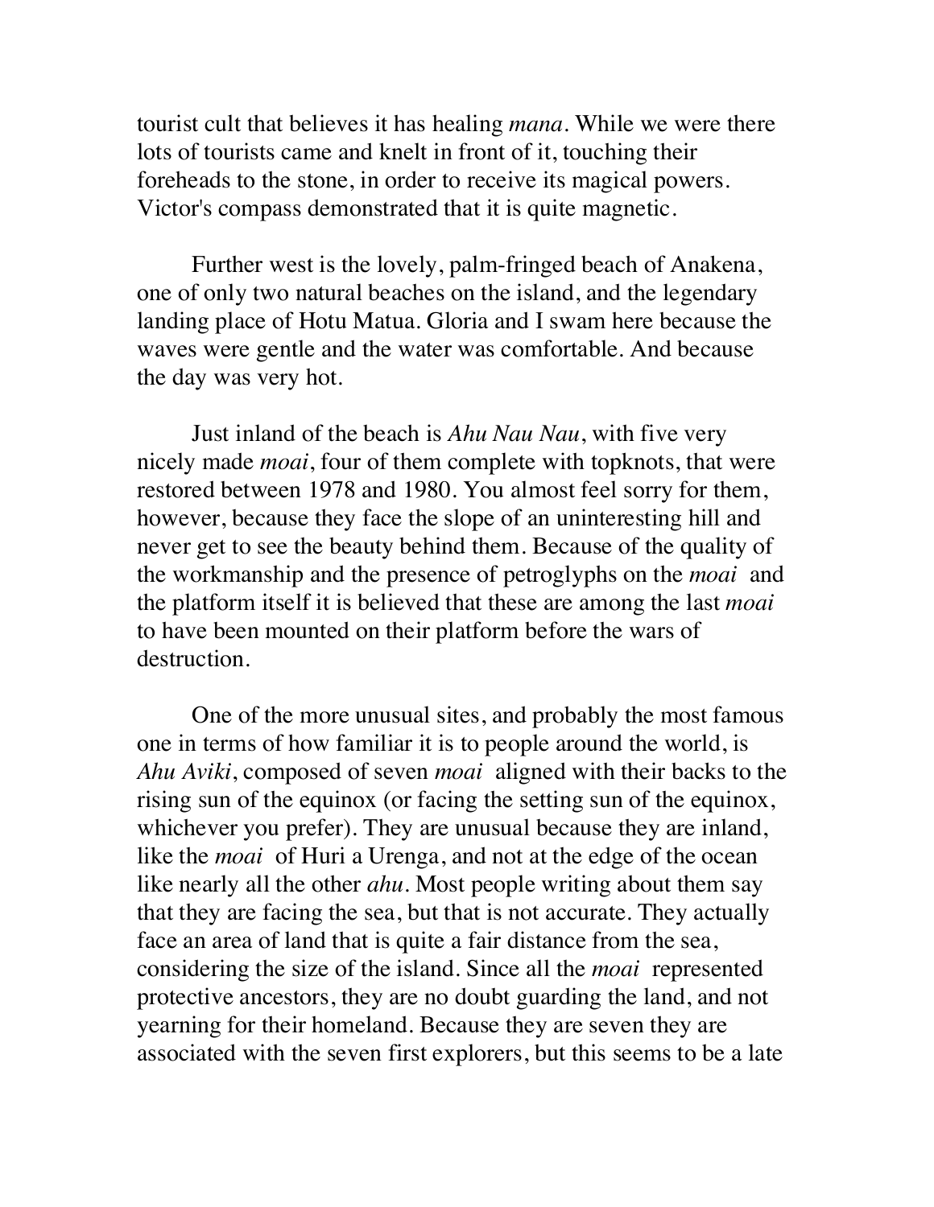tourist cult that believes it has healing *mana*. While we were there lots of tourists came and knelt in front of it, touching their foreheads to the stone, in order to receive its magical powers. Victor's compass demonstrated that it is quite magnetic.

Further west is the lovely, palm-fringed beach of Anakena, one of only two natural beaches on the island, and the legendary landing place of Hotu Matua. Gloria and I swam here because the waves were gentle and the water was comfortable. And because the day was very hot.

Just inland of the beach is *Ahu Nau Nau*, with five very nicely made *moai*, four of them complete with topknots, that were restored between 1978 and 1980. You almost feel sorry for them, however, because they face the slope of an uninteresting hill and never get to see the beauty behind them. Because of the quality of the workmanship and the presence of petroglyphs on the *moai* and the platform itself it is believed that these are among the last *moai* to have been mounted on their platform before the wars of destruction.

One of the more unusual sites, and probably the most famous one in terms of how familiar it is to people around the world, is *Ahu Aviki*, composed of seven *moai* aligned with their backs to the rising sun of the equinox (or facing the setting sun of the equinox, whichever you prefer). They are unusual because they are inland, like the *moai* of Huri a Urenga, and not at the edge of the ocean like nearly all the other *ahu*. Most people writing about them say that they are facing the sea, but that is not accurate. They actually face an area of land that is quite a fair distance from the sea, considering the size of the island. Since all the *moai* represented protective ancestors, they are no doubt guarding the land, and not yearning for their homeland. Because they are seven they are associated with the seven first explorers, but this seems to be a late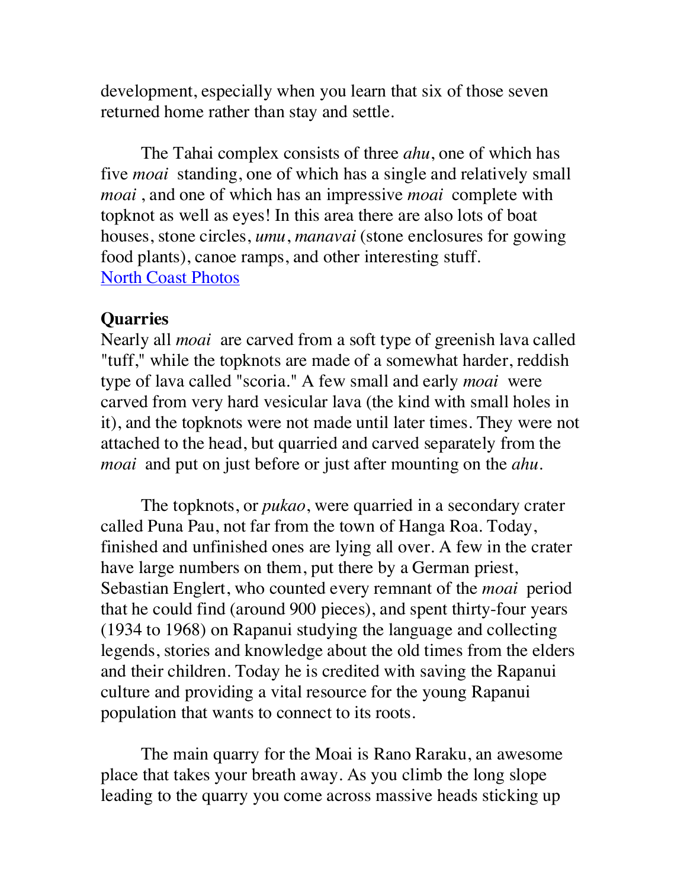development, especially when you learn that six of those seven returned home rather than stay and settle.

The Tahai complex consists of three *ahu*, one of which has five *moai* standing, one of which has a single and relatively small *moai* , and one of which has an impressive *moai* complete with topknot as well as eyes! In this area there are also lots of boat houses, stone circles, *umu*, *manavai* (stone enclosures for gowing food plants), canoe ramps, and other interesting stuff.
North Coast Photos

## Quarries

Nearly all *moai* are carved from a soft type of greenish lava called "tuff," while the topknots are made of a somewhat harder, reddish type of lava called "scoria." A few small and early *moai* were carved from very hard vesicular lava (the kind with small holes in it), and the topknots were not made until later times. They were not attached to the head, but quarried and carved separately from the *moai* and put on just before or just after mounting on the *ahu*.

The topknots, or *pukao*, were quarried in a secondary crater called Puna Pau, not far from the town of Hanga Roa. Today, finished and unfinished ones are lying all over. A few in the crater have large numbers on them, put there by a German priest, Sebastian Englert, who counted every remnant of the *moai* period that he could find (around 900 pieces), and spent thirty-four years (1934 to 1968) on Rapanui studying the language and collecting legends, stories and knowledge about the old times from the elders and their children. Today he is credited with saving the Rapanui culture and providing a vital resource for the young Rapanui population that wants to connect to its roots.

The main quarry for the Moai is Rano Raraku, an awesome place that takes your breath away. As you climb the long slope leading to the quarry you come across massive heads sticking up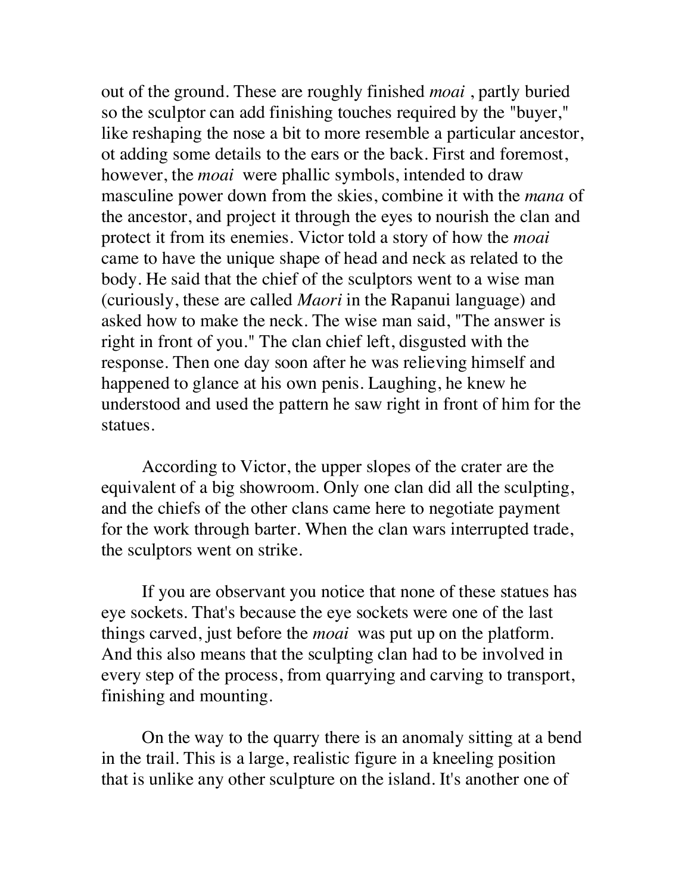out of the ground. These are roughly finished *moai* , partly buried so the sculptor can add finishing touches required by the "buyer," like reshaping the nose a bit to more resemble a particular ancestor, ot adding some details to the ears or the back. First and foremost, however, the *moai* were phallic symbols, intended to draw masculine power down from the skies, combine it with the *mana* of the ancestor, and project it through the eyes to nourish the clan and protect it from its enemies. Victor told a story of how the *moai* came to have the unique shape of head and neck as related to the body. He said that the chief of the sculptors went to a wise man (curiously, these are called *Maori* in the Rapanui language) and asked how to make the neck. The wise man said, "The answer is right in front of you." The clan chief left, disgusted with the response. Then one day soon after he was relieving himself and happened to glance at his own penis. Laughing, he knew he understood and used the pattern he saw right in front of him for the statues.

According to Victor, the upper slopes of the crater are the equivalent of a big showroom. Only one clan did all the sculpting, and the chiefs of the other clans came here to negotiate payment for the work through barter. When the clan wars interrupted trade, the sculptors went on strike.

If you are observant you notice that none of these statues has eye sockets. That's because the eye sockets were one of the last things carved, just before the *moai* was put up on the platform. And this also means that the sculpting clan had to be involved in every step of the process, from quarrying and carving to transport, finishing and mounting.

On the way to the quarry there is an anomaly sitting at a bend in the trail. This is a large, realistic figure in a kneeling position that is unlike any other sculpture on the island. It's another one of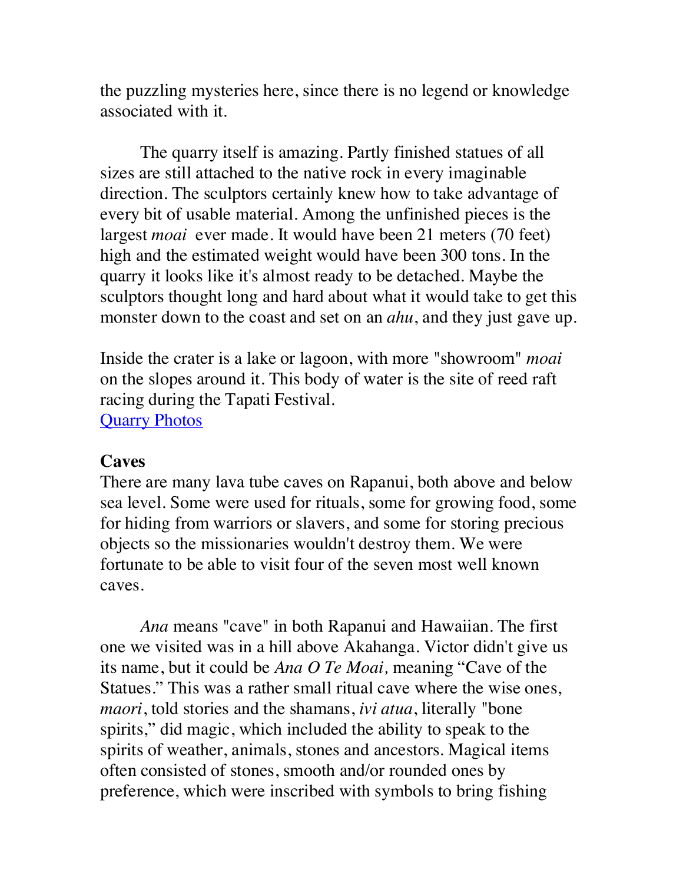the puzzling mysteries here, since there is no legend or knowledge associated with it.

The quarry itself is amazing. Partly finished statues of all sizes are still attached to the native rock in every imaginable direction. The sculptors certainly knew how to take advantage of every bit of usable material. Among the unfinished pieces is the largest *moai* ever made. It would have been 21 meters (70 feet) high and the estimated weight would have been 300 tons. In the quarry it looks like it's almost ready to be detached. Maybe the sculptors thought long and hard about what it would take to get this monster down to the coast and set on an *ahu*, and they just gave up.

Inside the crater is a lake or lagoon, with more "showroom" *moai* on the slopes around it. This body of water is the site of reed raft racing during the Tapati Festival.
[Quarry Photos]

**Caves**
There are many lava tube caves on Rapanui, both above and below sea level. Some were used for rituals, some for growing food, some for hiding from warriors or slavers, and some for storing precious objects so the missionaries wouldn't destroy them. We were fortunate to be able to visit four of the seven most well known caves.

*Ana* means "cave" in both Rapanui and Hawaiian. The first one we visited was in a hill above Akahanga. Victor didn't give us its name, but it could be *Ana O Te Moai,* meaning "Cave of the Statues." This was a rather small ritual cave where the wise ones, *maori*, told stories and the shamans, *ivi atua*, literally "bone spirits," did magic, which included the ability to speak to the spirits of weather, animals, stones and ancestors. Magical items often consisted of stones, smooth and/or rounded ones by preference, which were inscribed with symbols to bring fishing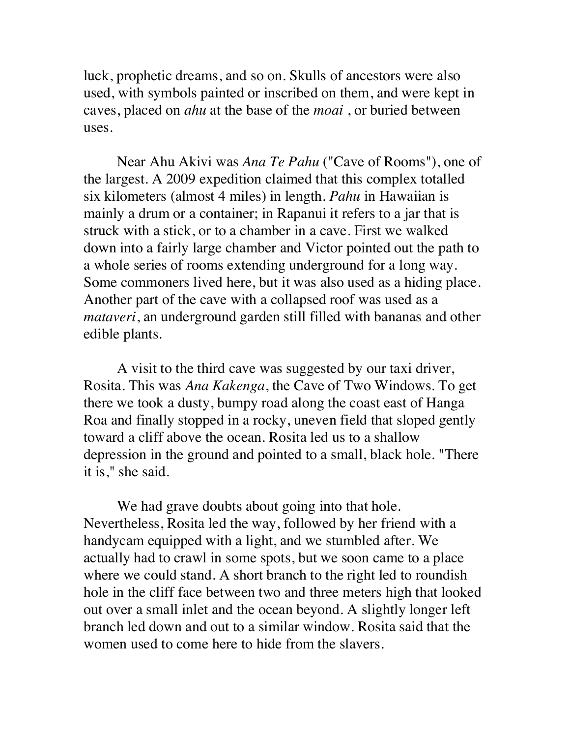luck, prophetic dreams, and so on. Skulls of ancestors were also used, with symbols painted or inscribed on them, and were kept in caves, placed on *ahu* at the base of the *moai* , or buried between uses.

Near Ahu Akivi was *Ana Te Pahu* ("Cave of Rooms"), one of the largest. A 2009 expedition claimed that this complex totalled six kilometers (almost 4 miles) in length. *Pahu* in Hawaiian is mainly a drum or a container; in Rapanui it refers to a jar that is struck with a stick, or to a chamber in a cave. First we walked down into a fairly large chamber and Victor pointed out the path to a whole series of rooms extending underground for a long way. Some commoners lived here, but it was also used as a hiding place. Another part of the cave with a collapsed roof was used as a *mataveri*, an underground garden still filled with bananas and other edible plants.

A visit to the third cave was suggested by our taxi driver, Rosita. This was *Ana Kakenga*, the Cave of Two Windows. To get there we took a dusty, bumpy road along the coast east of Hanga Roa and finally stopped in a rocky, uneven field that sloped gently toward a cliff above the ocean. Rosita led us to a shallow depression in the ground and pointed to a small, black hole. "There it is," she said.

We had grave doubts about going into that hole. Nevertheless, Rosita led the way, followed by her friend with a handycam equipped with a light, and we stumbled after. We actually had to crawl in some spots, but we soon came to a place where we could stand. A short branch to the right led to roundish hole in the cliff face between two and three meters high that looked out over a small inlet and the ocean beyond. A slightly longer left branch led down and out to a similar window. Rosita said that the women used to come here to hide from the slavers.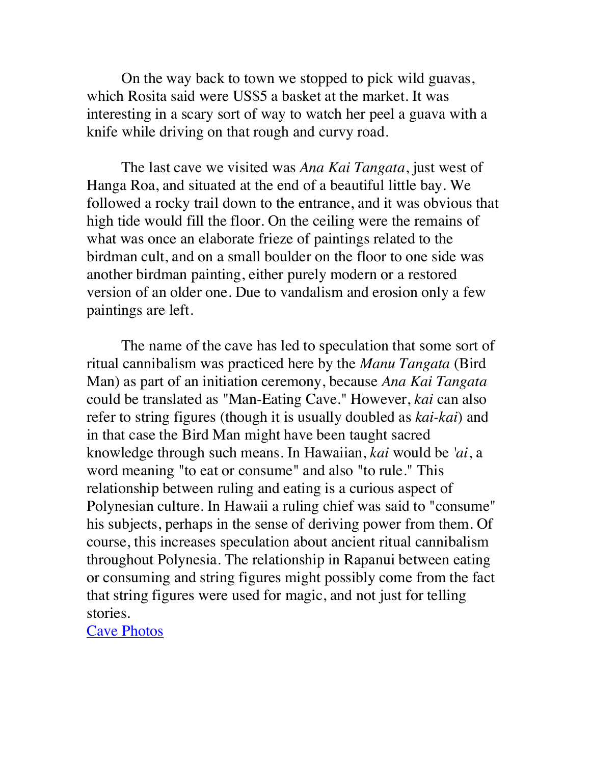On the way back to town we stopped to pick wild guavas, which Rosita said were US$5 a basket at the market. It was interesting in a scary sort of way to watch her peel a guava with a knife while driving on that rough and curvy road.

The last cave we visited was *Ana Kai Tangata*, just west of Hanga Roa, and situated at the end of a beautiful little bay. We followed a rocky trail down to the entrance, and it was obvious that high tide would fill the floor. On the ceiling were the remains of what was once an elaborate frieze of paintings related to the birdman cult, and on a small boulder on the floor to one side was another birdman painting, either purely modern or a restored version of an older one. Due to vandalism and erosion only a few paintings are left.

The name of the cave has led to speculation that some sort of ritual cannibalism was practiced here by the *Manu Tangata* (Bird Man) as part of an initiation ceremony, because *Ana Kai Tangata* could be translated as "Man-Eating Cave." However, *kai* can also refer to string figures (though it is usually doubled as *kai-kai*) and in that case the Bird Man might have been taught sacred knowledge through such means. In Hawaiian, *kai* would be *'ai*, a word meaning "to eat or consume" and also "to rule." This relationship between ruling and eating is a curious aspect of Polynesian culture. In Hawaii a ruling chief was said to "consume" his subjects, perhaps in the sense of deriving power from them. Of course, this increases speculation about ancient ritual cannibalism throughout Polynesia. The relationship in Rapanui between eating or consuming and string figures might possibly come from the fact that string figures were used for magic, and not just for telling stories.

Cave Photos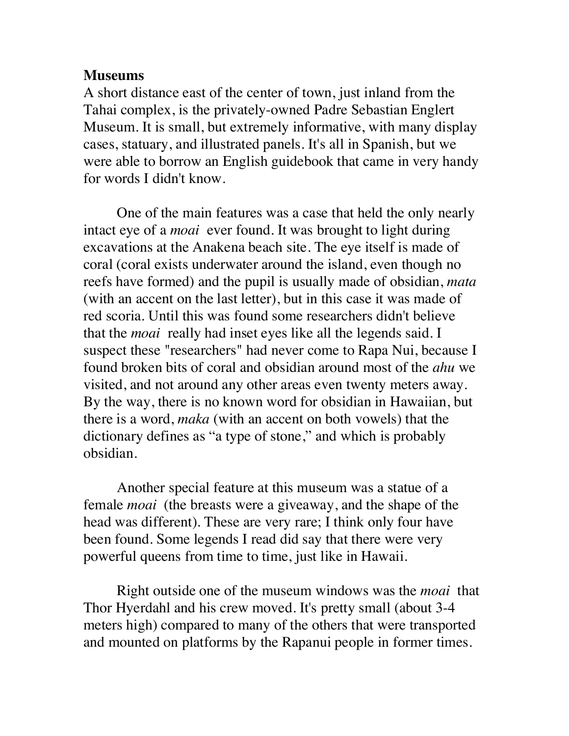**Museums**

A short distance east of the center of town, just inland from the Tahai complex, is the privately-owned Padre Sebastian Englert Museum. It is small, but extremely informative, with many display cases, statuary, and illustrated panels. It's all in Spanish, but we were able to borrow an English guidebook that came in very handy for words I didn't know.

One of the main features was a case that held the only nearly intact eye of a *moai* ever found. It was brought to light during excavations at the Anakena beach site. The eye itself is made of coral (coral exists underwater around the island, even though no reefs have formed) and the pupil is usually made of obsidian, *mata* (with an accent on the last letter), but in this case it was made of red scoria. Until this was found some researchers didn't believe that the *moai* really had inset eyes like all the legends said. I suspect these "researchers" had never come to Rapa Nui, because I found broken bits of coral and obsidian around most of the *ahu* we visited, and not around any other areas even twenty meters away. By the way, there is no known word for obsidian in Hawaiian, but there is a word, *maka* (with an accent on both vowels) that the dictionary defines as "a type of stone," and which is probably obsidian.

Another special feature at this museum was a statue of a female *moai* (the breasts were a giveaway, and the shape of the head was different). These are very rare; I think only four have been found. Some legends I read did say that there were very powerful queens from time to time, just like in Hawaii.

Right outside one of the museum windows was the *moai* that Thor Hyerdahl and his crew moved. It's pretty small (about 3-4 meters high) compared to many of the others that were transported and mounted on platforms by the Rapanui people in former times.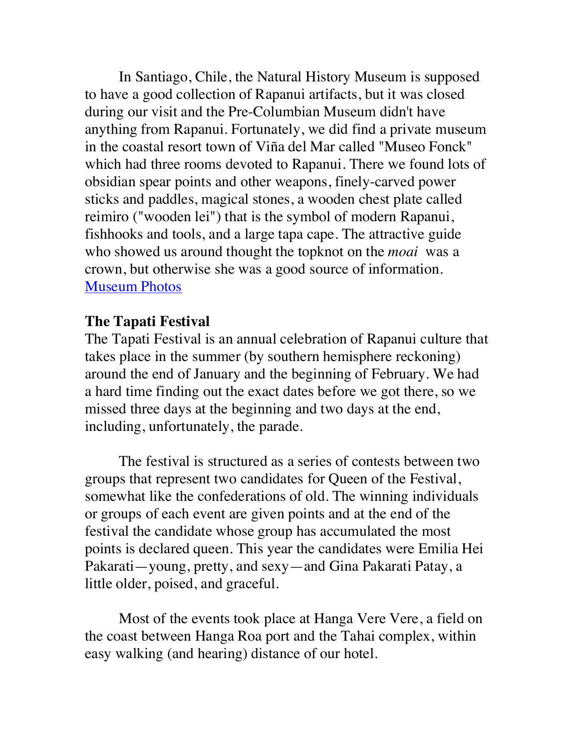In Santiago, Chile, the Natural History Museum is supposed to have a good collection of Rapanui artifacts, but it was closed during our visit and the Pre-Columbian Museum didn't have anything from Rapanui. Fortunately, we did find a private museum in the coastal resort town of Viña del Mar called "Museo Fonck" which had three rooms devoted to Rapanui. There we found lots of obsidian spear points and other weapons, finely-carved power sticks and paddles, magical stones, a wooden chest plate called reimiro ("wooden lei") that is the symbol of modern Rapanui, fishhooks and tools, and a large tapa cape. The attractive guide who showed us around thought the topknot on the *moai* was a crown, but otherwise she was a good source of information. [Museum Photos]

**The Tapati Festival**

The Tapati Festival is an annual celebration of Rapanui culture that takes place in the summer (by southern hemisphere reckoning) around the end of January and the beginning of February. We had a hard time finding out the exact dates before we got there, so we missed three days at the beginning and two days at the end, including, unfortunately, the parade.

The festival is structured as a series of contests between two groups that represent two candidates for Queen of the Festival, somewhat like the confederations of old. The winning individuals or groups of each event are given points and at the end of the festival the candidate whose group has accumulated the most points is declared queen. This year the candidates were Emilia Hei Pakarati—young, pretty, and sexy—and Gina Pakarati Patay, a little older, poised, and graceful.

Most of the events took place at Hanga Vere Vere, a field on the coast between Hanga Roa port and the Tahai complex, within easy walking (and hearing) distance of our hotel.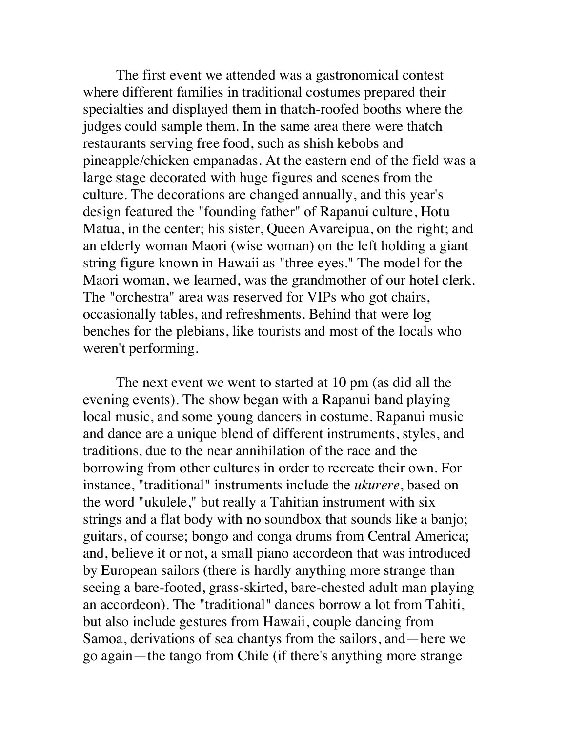The first event we attended was a gastronomical contest where different families in traditional costumes prepared their specialties and displayed them in thatch-roofed booths where the judges could sample them. In the same area there were thatch restaurants serving free food, such as shish kebobs and pineapple/chicken empanadas. At the eastern end of the field was a large stage decorated with huge figures and scenes from the culture. The decorations are changed annually, and this year's design featured the "founding father" of Rapanui culture, Hotu Matua, in the center; his sister, Queen Avareipua, on the right; and an elderly woman Maori (wise woman) on the left holding a giant string figure known in Hawaii as "three eyes." The model for the Maori woman, we learned, was the grandmother of our hotel clerk. The "orchestra" area was reserved for VIPs who got chairs, occasionally tables, and refreshments. Behind that were log benches for the plebians, like tourists and most of the locals who weren't performing.

The next event we went to started at 10 pm (as did all the evening events). The show began with a Rapanui band playing local music, and some young dancers in costume. Rapanui music and dance are a unique blend of different instruments, styles, and traditions, due to the near annihilation of the race and the borrowing from other cultures in order to recreate their own. For instance, "traditional" instruments include the *ukurere*, based on the word "ukulele," but really a Tahitian instrument with six strings and a flat body with no soundbox that sounds like a banjo; guitars, of course; bongo and conga drums from Central America; and, believe it or not, a small piano accordeon that was introduced by European sailors (there is hardly anything more strange than seeing a bare-footed, grass-skirted, bare-chested adult man playing an accordeon). The "traditional" dances borrow a lot from Tahiti, but also include gestures from Hawaii, couple dancing from Samoa, derivations of sea chantys from the sailors, and—here we go again—the tango from Chile (if there's anything more strange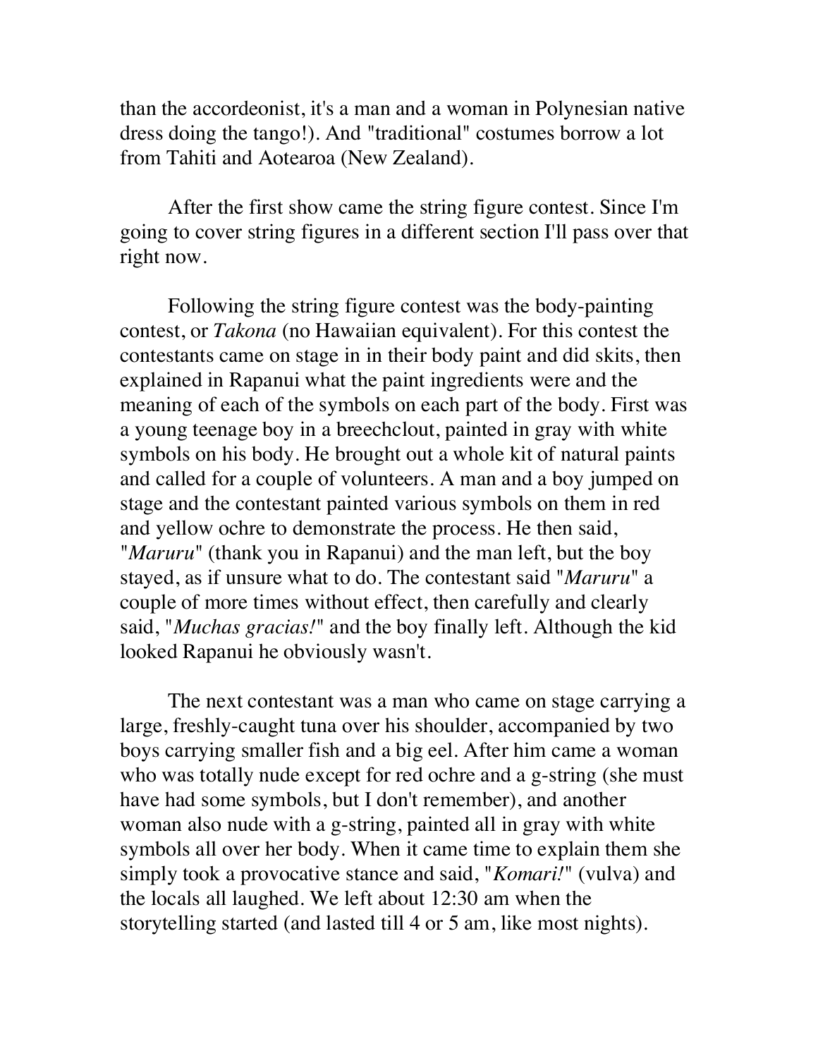than the accordeonist, it's a man and a woman in Polynesian native dress doing the tango!). And "traditional" costumes borrow a lot from Tahiti and Aotearoa (New Zealand).

After the first show came the string figure contest. Since I'm going to cover string figures in a different section I'll pass over that right now.

Following the string figure contest was the body-painting contest, or *Takona* (no Hawaiian equivalent). For this contest the contestants came on stage in in their body paint and did skits, then explained in Rapanui what the paint ingredients were and the meaning of each of the symbols on each part of the body. First was a young teenage boy in a breechclout, painted in gray with white symbols on his body. He brought out a whole kit of natural paints and called for a couple of volunteers. A man and a boy jumped on stage and the contestant painted various symbols on them in red and yellow ochre to demonstrate the process. He then said, "*Maruru*" (thank you in Rapanui) and the man left, but the boy stayed, as if unsure what to do. The contestant said "*Maruru*" a couple of more times without effect, then carefully and clearly said, "*Muchas gracias!*" and the boy finally left. Although the kid looked Rapanui he obviously wasn't.

The next contestant was a man who came on stage carrying a large, freshly-caught tuna over his shoulder, accompanied by two boys carrying smaller fish and a big eel. After him came a woman who was totally nude except for red ochre and a g-string (she must have had some symbols, but I don't remember), and another woman also nude with a g-string, painted all in gray with white symbols all over her body. When it came time to explain them she simply took a provocative stance and said, "*Komari!*" (vulva) and the locals all laughed. We left about 12:30 am when the storytelling started (and lasted till 4 or 5 am, like most nights).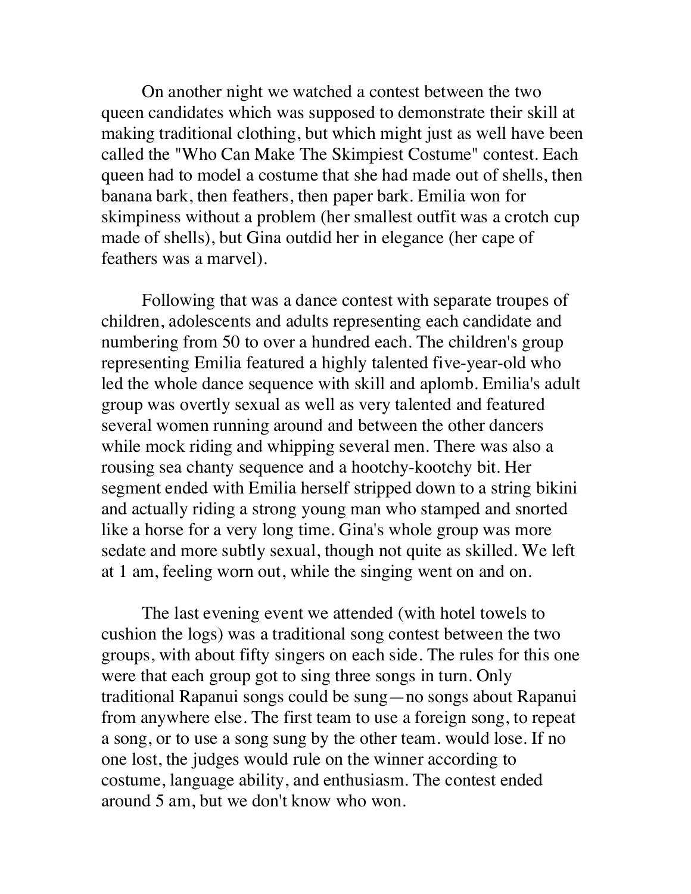On another night we watched a contest between the two queen candidates which was supposed to demonstrate their skill at making traditional clothing, but which might just as well have been called the "Who Can Make The Skimpiest Costume" contest. Each queen had to model a costume that she had made out of shells, then banana bark, then feathers, then paper bark. Emilia won for skimpiness without a problem (her smallest outfit was a crotch cup made of shells), but Gina outdid her in elegance (her cape of feathers was a marvel).

Following that was a dance contest with separate troupes of children, adolescents and adults representing each candidate and numbering from 50 to over a hundred each. The children's group representing Emilia featured a highly talented five-year-old who led the whole dance sequence with skill and aplomb. Emilia's adult group was overtly sexual as well as very talented and featured several women running around and between the other dancers while mock riding and whipping several men. There was also a rousing sea chanty sequence and a hootchy-kootchy bit. Her segment ended with Emilia herself stripped down to a string bikini and actually riding a strong young man who stamped and snorted like a horse for a very long time. Gina's whole group was more sedate and more subtly sexual, though not quite as skilled. We left at 1 am, feeling worn out, while the singing went on and on.

The last evening event we attended (with hotel towels to cushion the logs) was a traditional song contest between the two groups, with about fifty singers on each side. The rules for this one were that each group got to sing three songs in turn. Only traditional Rapanui songs could be sung—no songs about Rapanui from anywhere else. The first team to use a foreign song, to repeat a song, or to use a song sung by the other team. would lose. If no one lost, the judges would rule on the winner according to costume, language ability, and enthusiasm. The contest ended around 5 am, but we don't know who won.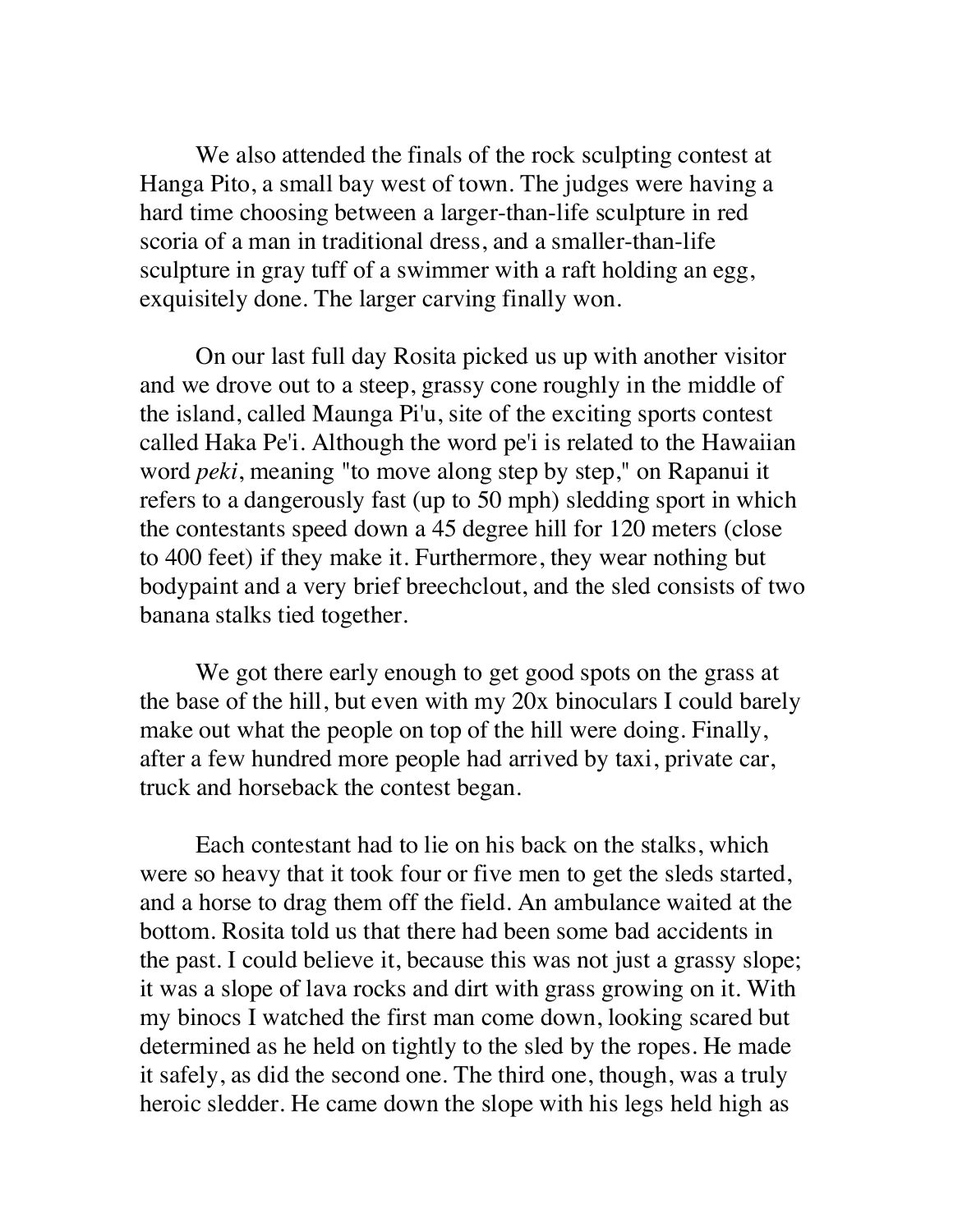We also attended the finals of the rock sculpting contest at Hanga Pito, a small bay west of town. The judges were having a hard time choosing between a larger-than-life sculpture in red scoria of a man in traditional dress, and a smaller-than-life sculpture in gray tuff of a swimmer with a raft holding an egg, exquisitely done. The larger carving finally won.

On our last full day Rosita picked us up with another visitor and we drove out to a steep, grassy cone roughly in the middle of the island, called Maunga Pi'u, site of the exciting sports contest called Haka Pe'i. Although the word pe'i is related to the Hawaiian word *peki*, meaning "to move along step by step," on Rapanui it refers to a dangerously fast (up to 50 mph) sledding sport in which the contestants speed down a 45 degree hill for 120 meters (close to 400 feet) if they make it. Furthermore, they wear nothing but bodypaint and a very brief breechclout, and the sled consists of two banana stalks tied together.

We got there early enough to get good spots on the grass at the base of the hill, but even with my 20x binoculars I could barely make out what the people on top of the hill were doing. Finally, after a few hundred more people had arrived by taxi, private car, truck and horseback the contest began.

Each contestant had to lie on his back on the stalks, which were so heavy that it took four or five men to get the sleds started, and a horse to drag them off the field. An ambulance waited at the bottom. Rosita told us that there had been some bad accidents in the past. I could believe it, because this was not just a grassy slope; it was a slope of lava rocks and dirt with grass growing on it. With my binocs I watched the first man come down, looking scared but determined as he held on tightly to the sled by the ropes. He made it safely, as did the second one. The third one, though, was a truly heroic sledder. He came down the slope with his legs held high as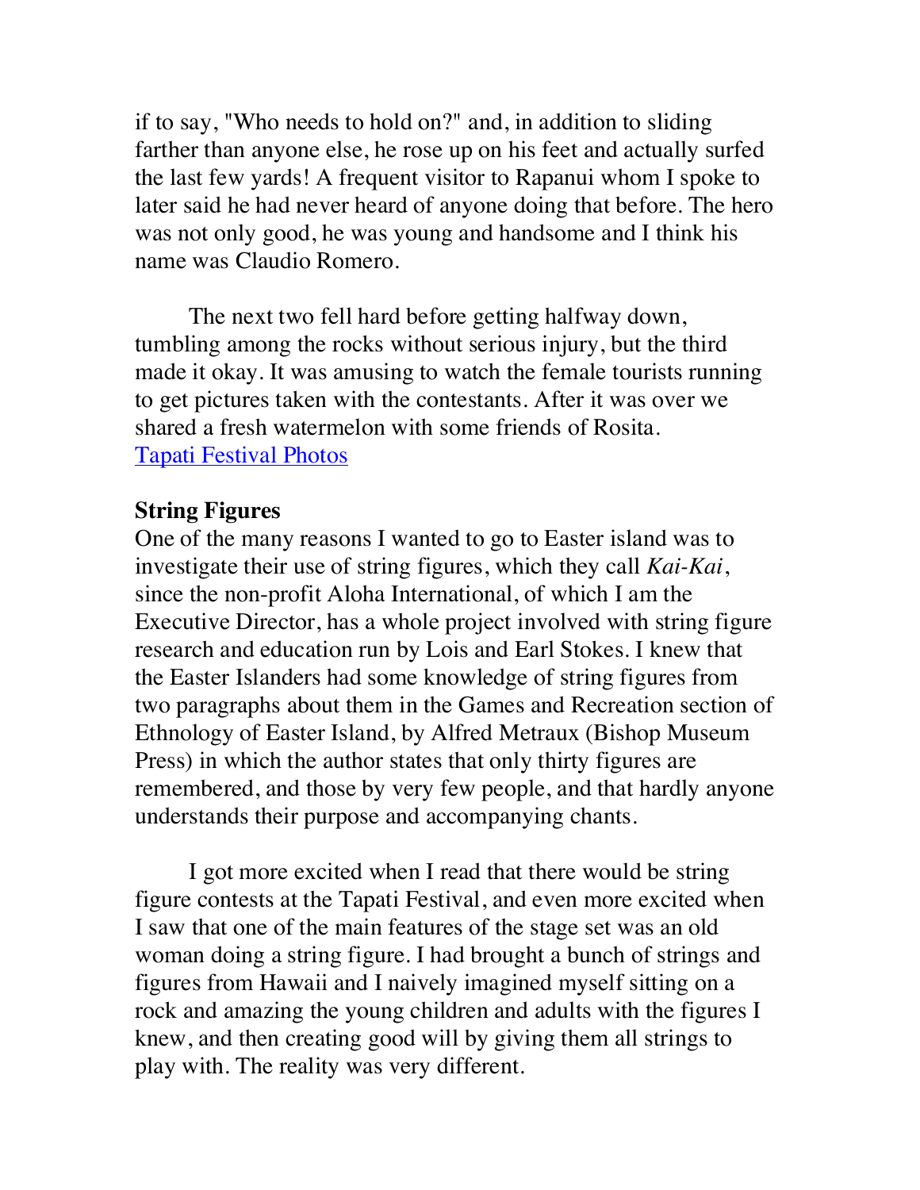if to say, "Who needs to hold on?" and, in addition to sliding farther than anyone else, he rose up on his feet and actually surfed the last few yards! A frequent visitor to Rapanui whom I spoke to later said he had never heard of anyone doing that before. The hero was not only good, he was young and handsome and I think his name was Claudio Romero.

The next two fell hard before getting halfway down, tumbling among the rocks without serious injury, but the third made it okay. It was amusing to watch the female tourists running to get pictures taken with the contestants. After it was over we shared a fresh watermelon with some friends of Rosita.
Tapati Festival Photos

**String Figures**
One of the many reasons I wanted to go to Easter island was to investigate their use of string figures, which they call *Kai-Kai*, since the non-profit Aloha International, of which I am the Executive Director, has a whole project involved with string figure research and education run by Lois and Earl Stokes. I knew that the Easter Islanders had some knowledge of string figures from two paragraphs about them in the Games and Recreation section of Ethnology of Easter Island, by Alfred Metraux (Bishop Museum Press) in which the author states that only thirty figures are remembered, and those by very few people, and that hardly anyone understands their purpose and accompanying chants.

I got more excited when I read that there would be string figure contests at the Tapati Festival, and even more excited when I saw that one of the main features of the stage set was an old woman doing a string figure. I had brought a bunch of strings and figures from Hawaii and I naively imagined myself sitting on a rock and amazing the young children and adults with the figures I knew, and then creating good will by giving them all strings to play with. The reality was very different.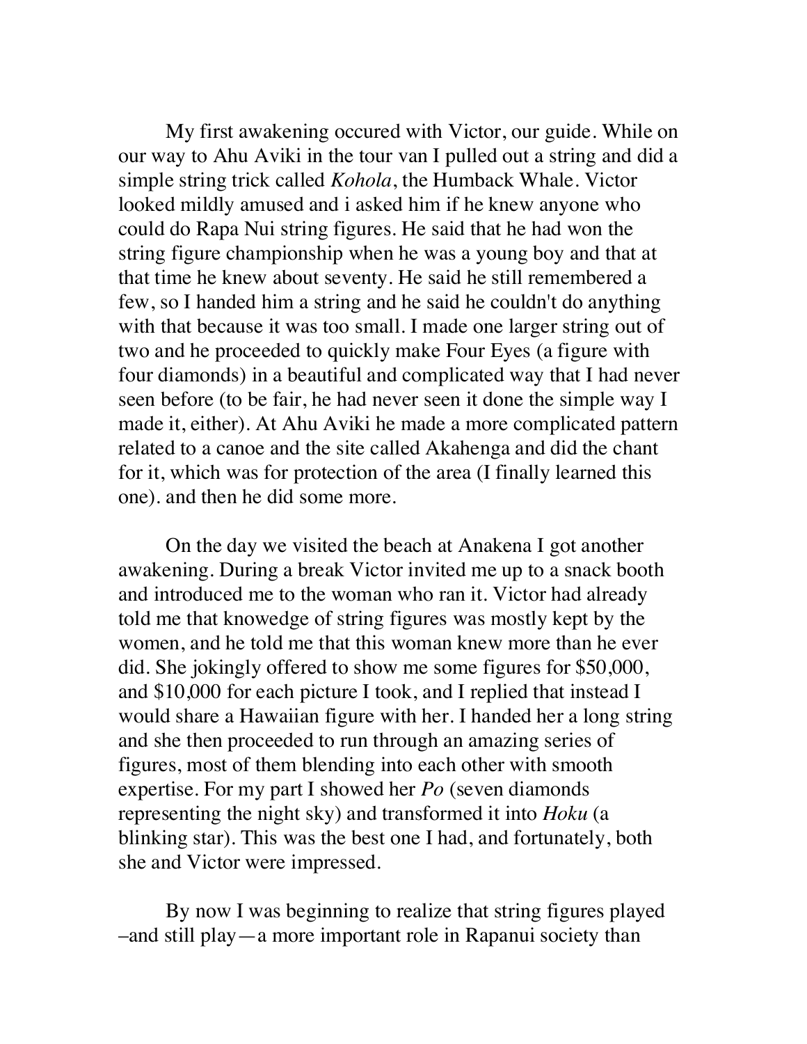My first awakening occured with Victor, our guide. While on our way to Ahu Aviki in the tour van I pulled out a string and did a simple string trick called *Kohola*, the Humback Whale. Victor looked mildly amused and i asked him if he knew anyone who could do Rapa Nui string figures. He said that he had won the string figure championship when he was a young boy and that at that time he knew about seventy. He said he still remembered a few, so I handed him a string and he said he couldn't do anything with that because it was too small. I made one larger string out of two and he proceeded to quickly make Four Eyes (a figure with four diamonds) in a beautiful and complicated way that I had never seen before (to be fair, he had never seen it done the simple way I made it, either). At Ahu Aviki he made a more complicated pattern related to a canoe and the site called Akahenga and did the chant for it, which was for protection of the area (I finally learned this one). and then he did some more.

On the day we visited the beach at Anakena I got another awakening. During a break Victor invited me up to a snack booth and introduced me to the woman who ran it. Victor had already told me that knowedge of string figures was mostly kept by the women, and he told me that this woman knew more than he ever did. She jokingly offered to show me some figures for $50,000, and $10,000 for each picture I took, and I replied that instead I would share a Hawaiian figure with her. I handed her a long string and she then proceeded to run through an amazing series of figures, most of them blending into each other with smooth expertise. For my part I showed her *Po* (seven diamonds representing the night sky) and transformed it into *Hoku* (a blinking star). This was the best one I had, and fortunately, both she and Victor were impressed.

By now I was beginning to realize that string figures played –and still play—a more important role in Rapanui society than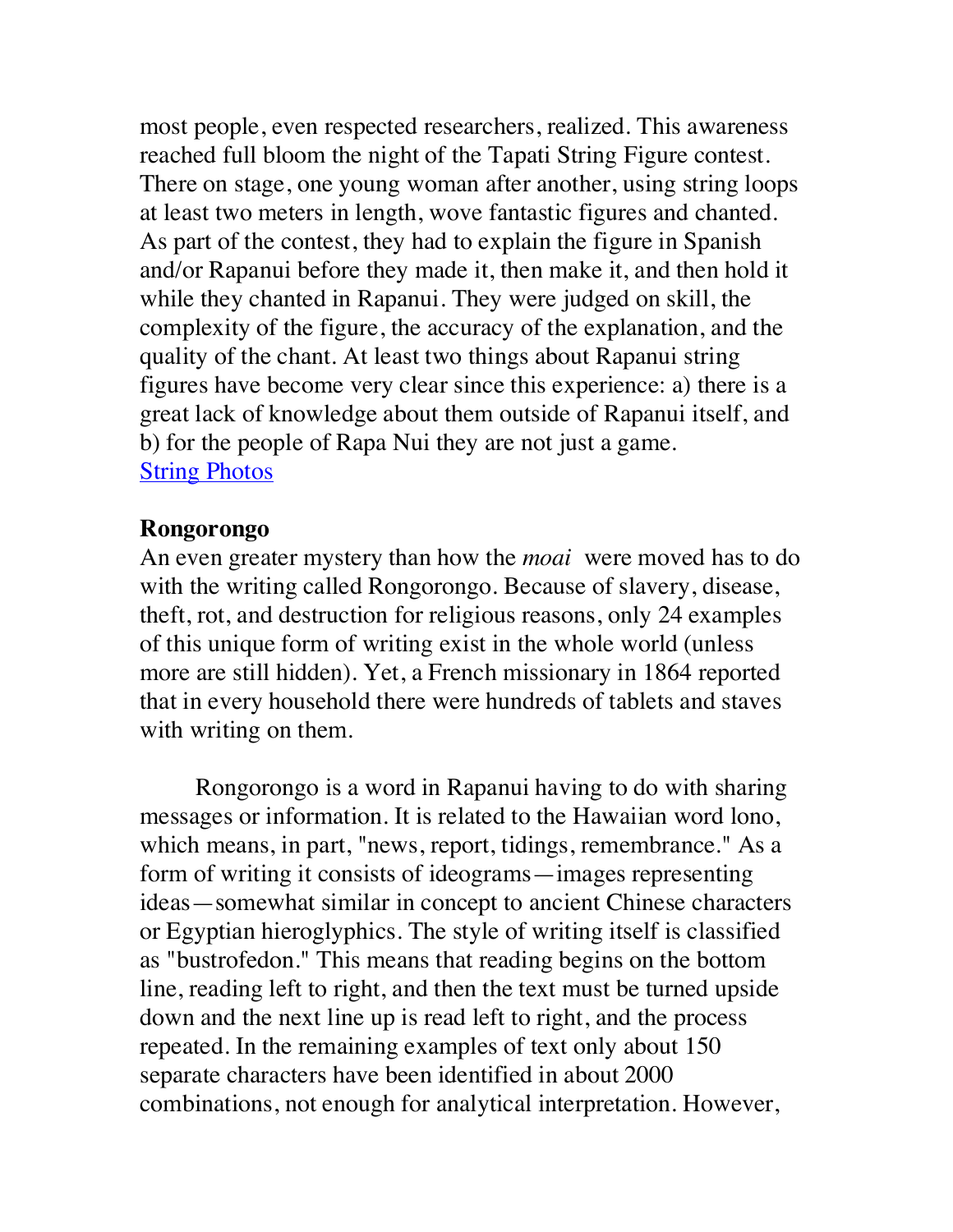most people, even respected researchers, realized. This awareness reached full bloom the night of the Tapati String Figure contest. There on stage, one young woman after another, using string loops at least two meters in length, wove fantastic figures and chanted. As part of the contest, they had to explain the figure in Spanish and/or Rapanui before they made it, then make it, and then hold it while they chanted in Rapanui. They were judged on skill, the complexity of the figure, the accuracy of the explanation, and the quality of the chant. At least two things about Rapanui string figures have become very clear since this experience: a) there is a great lack of knowledge about them outside of Rapanui itself, and b) for the people of Rapa Nui they are not just a game.
String Photos

**Rongorongo**

An even greater mystery than how the *moai* were moved has to do with the writing called Rongorongo. Because of slavery, disease, theft, rot, and destruction for religious reasons, only 24 examples of this unique form of writing exist in the whole world (unless more are still hidden). Yet, a French missionary in 1864 reported that in every household there were hundreds of tablets and staves with writing on them.

Rongorongo is a word in Rapanui having to do with sharing messages or information. It is related to the Hawaiian word lono, which means, in part, "news, report, tidings, remembrance." As a form of writing it consists of ideograms—images representing ideas—somewhat similar in concept to ancient Chinese characters or Egyptian hieroglyphics. The style of writing itself is classified as "bustrofedon." This means that reading begins on the bottom line, reading left to right, and then the text must be turned upside down and the next line up is read left to right, and the process repeated. In the remaining examples of text only about 150 separate characters have been identified in about 2000 combinations, not enough for analytical interpretation. However,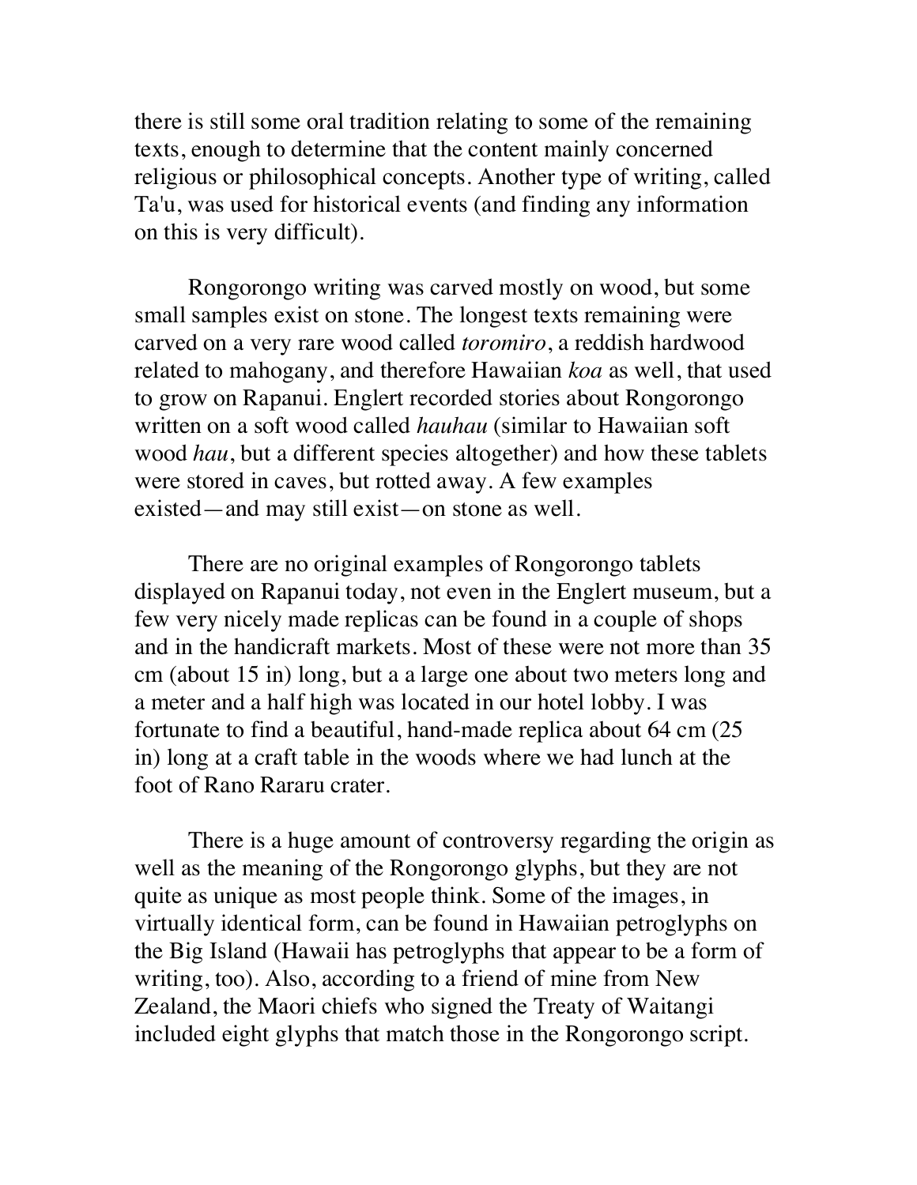there is still some oral tradition relating to some of the remaining texts, enough to determine that the content mainly concerned religious or philosophical concepts. Another type of writing, called Ta'u, was used for historical events (and finding any information on this is very difficult).

Rongorongo writing was carved mostly on wood, but some small samples exist on stone. The longest texts remaining were carved on a very rare wood called *toromiro*, a reddish hardwood related to mahogany, and therefore Hawaiian *koa* as well, that used to grow on Rapanui. Englert recorded stories about Rongorongo written on a soft wood called *hauhau* (similar to Hawaiian soft wood *hau*, but a different species altogether) and how these tablets were stored in caves, but rotted away. A few examples existed—and may still exist—on stone as well.

There are no original examples of Rongorongo tablets displayed on Rapanui today, not even in the Englert museum, but a few very nicely made replicas can be found in a couple of shops and in the handicraft markets. Most of these were not more than 35 cm (about 15 in) long, but a a large one about two meters long and a meter and a half high was located in our hotel lobby. I was fortunate to find a beautiful, hand-made replica about 64 cm (25 in) long at a craft table in the woods where we had lunch at the foot of Rano Rararu crater.

There is a huge amount of controversy regarding the origin as well as the meaning of the Rongorongo glyphs, but they are not quite as unique as most people think. Some of the images, in virtually identical form, can be found in Hawaiian petroglyphs on the Big Island (Hawaii has petroglyphs that appear to be a form of writing, too). Also, according to a friend of mine from New Zealand, the Maori chiefs who signed the Treaty of Waitangi included eight glyphs that match those in the Rongorongo script.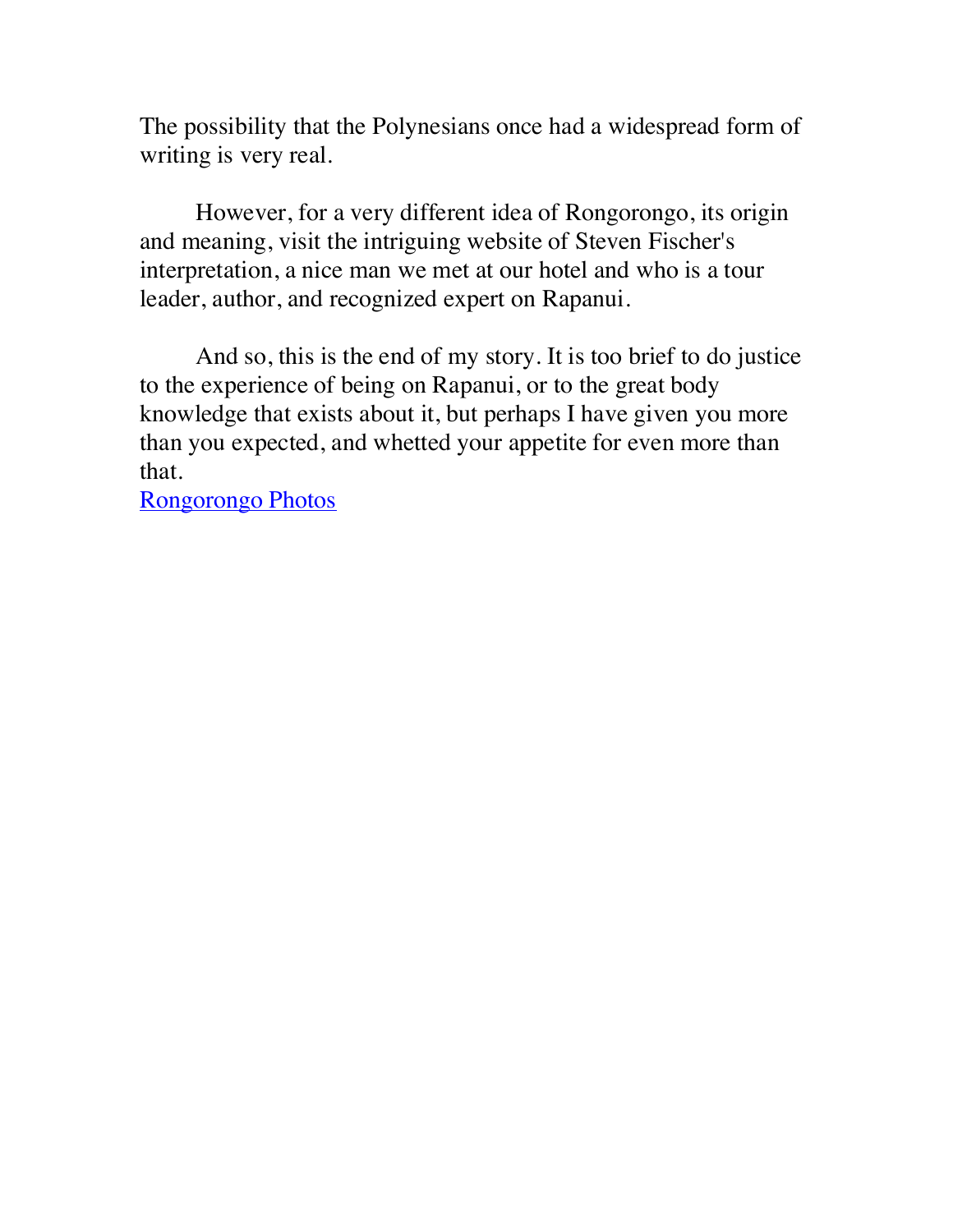The possibility that the Polynesians once had a widespread form of writing is very real.

However, for a very different idea of Rongorongo, its origin and meaning, visit the intriguing website of Steven Fischer's interpretation, a nice man we met at our hotel and who is a tour leader, author, and recognized expert on Rapanui.

And so, this is the end of my story. It is too brief to do justice to the experience of being on Rapanui, or to the great body knowledge that exists about it, but perhaps I have given you more than you expected, and whetted your appetite for even more than that.

Rongorongo Photos